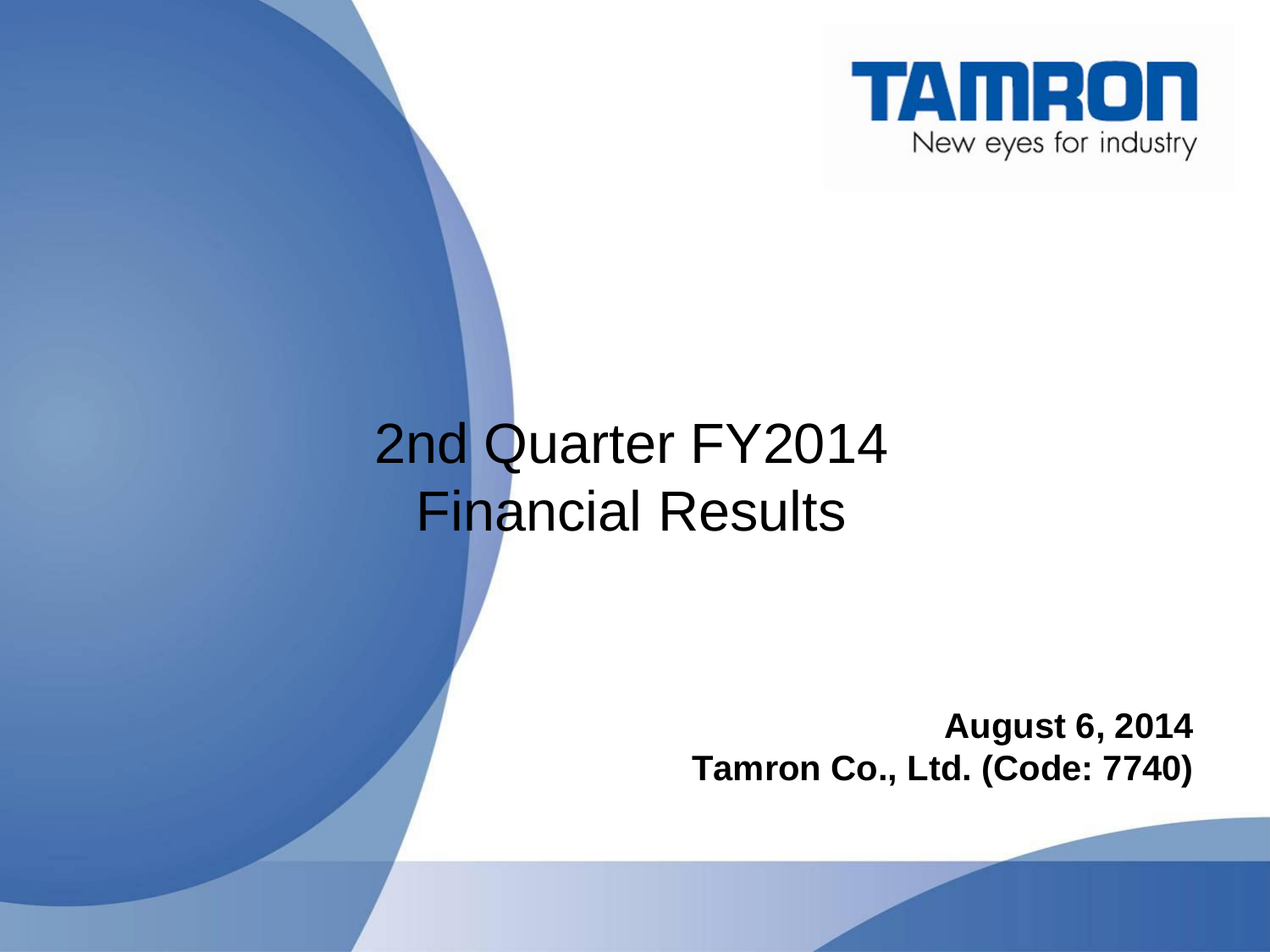TAMRON

New eyes for industry

# 2nd Quarter FY2014 Financial Results

**August 6, 2014**

**Tamron Co., Ltd. (Code: 7740)**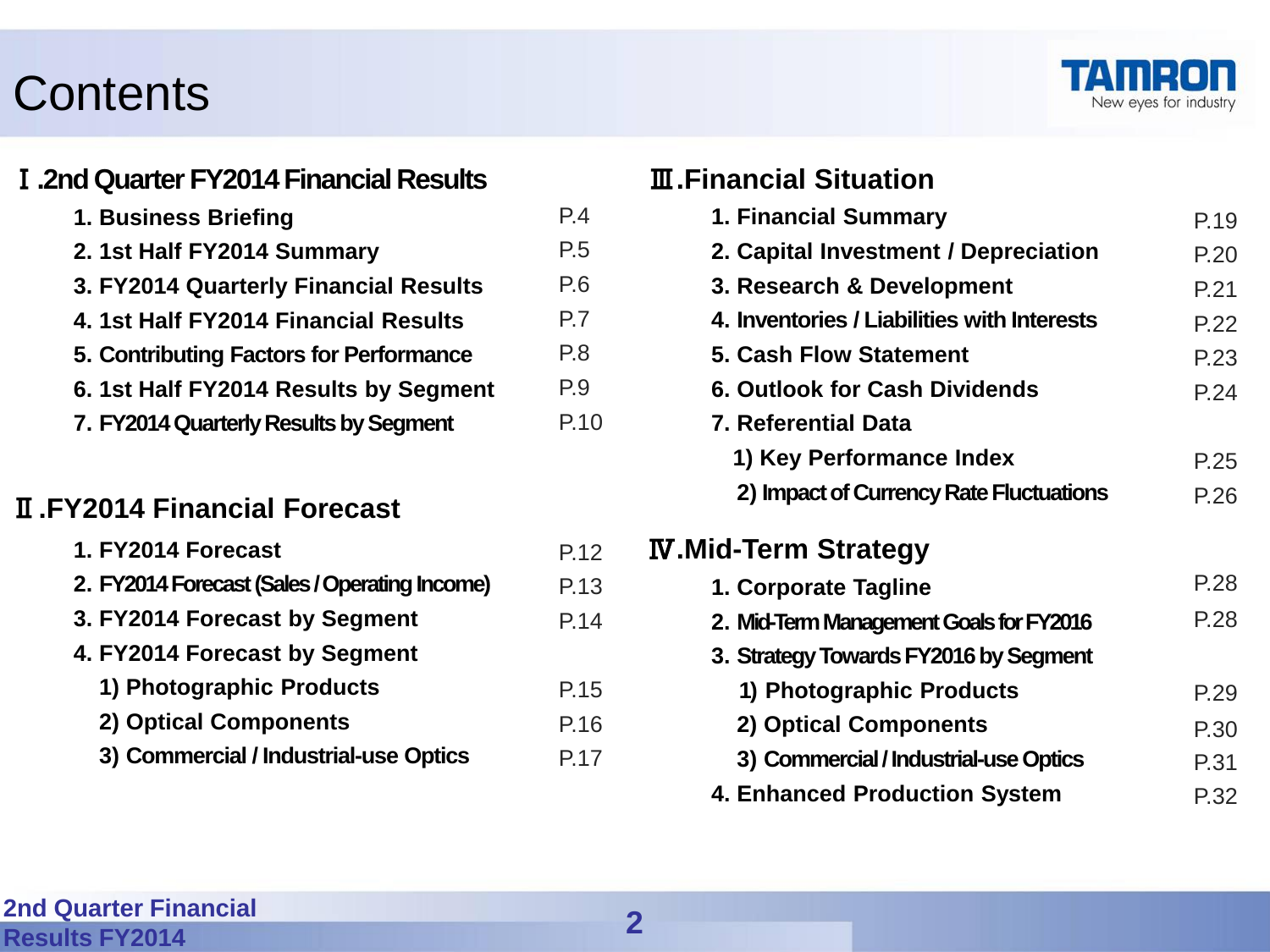# Contents

## Ⅰ.2nd Quarter FY2014 Financial Results

1. Business Briefing P.4
2. 1st Half FY2014 Summary P.5
3. FY2014 Quarterly Financial Results P.6
4. 1st Half FY2014 Financial Results P.7
5. Contributing Factors for Performance P.8
6. 1st Half FY2014 Results by Segment P.9
7. FY2014 Quarterly Results by Segment P.10

## Ⅱ.FY2014 Financial Forecast

1. FY2014 Forecast P.12
2. FY2014 Forecast (Sales / Operating Income) P.13
3. FY2014 Forecast by Segment P.14
4. FY2014 Forecast by Segment
   1) Photographic Products P.15
   2) Optical Components P.16
   3) Commercial / Industrial-use Optics P.17

## Ⅲ.Financial Situation

1. Financial Summary P.19
2. Capital Investment / Depreciation P.20
3. Research & Development P.21
4. Inventories / Liabilities with Interests P.22
5. Cash Flow Statement P.23
6. Outlook for Cash Dividends P.24
7. Referential Data
   1) Key Performance Index P.25
   2) Impact of Currency Rate Fluctuations P.26

## Ⅳ.Mid-Term Strategy

1. Corporate Tagline P.28
2. Mid-Term Management Goals for FY2016 P.28
3. Strategy Towards FY2016 by Segment
   1) Photographic Products P.29
   2) Optical Components P.30
   3) Commercial / Industrial-use Optics P.31
4. Enhanced Production System P.32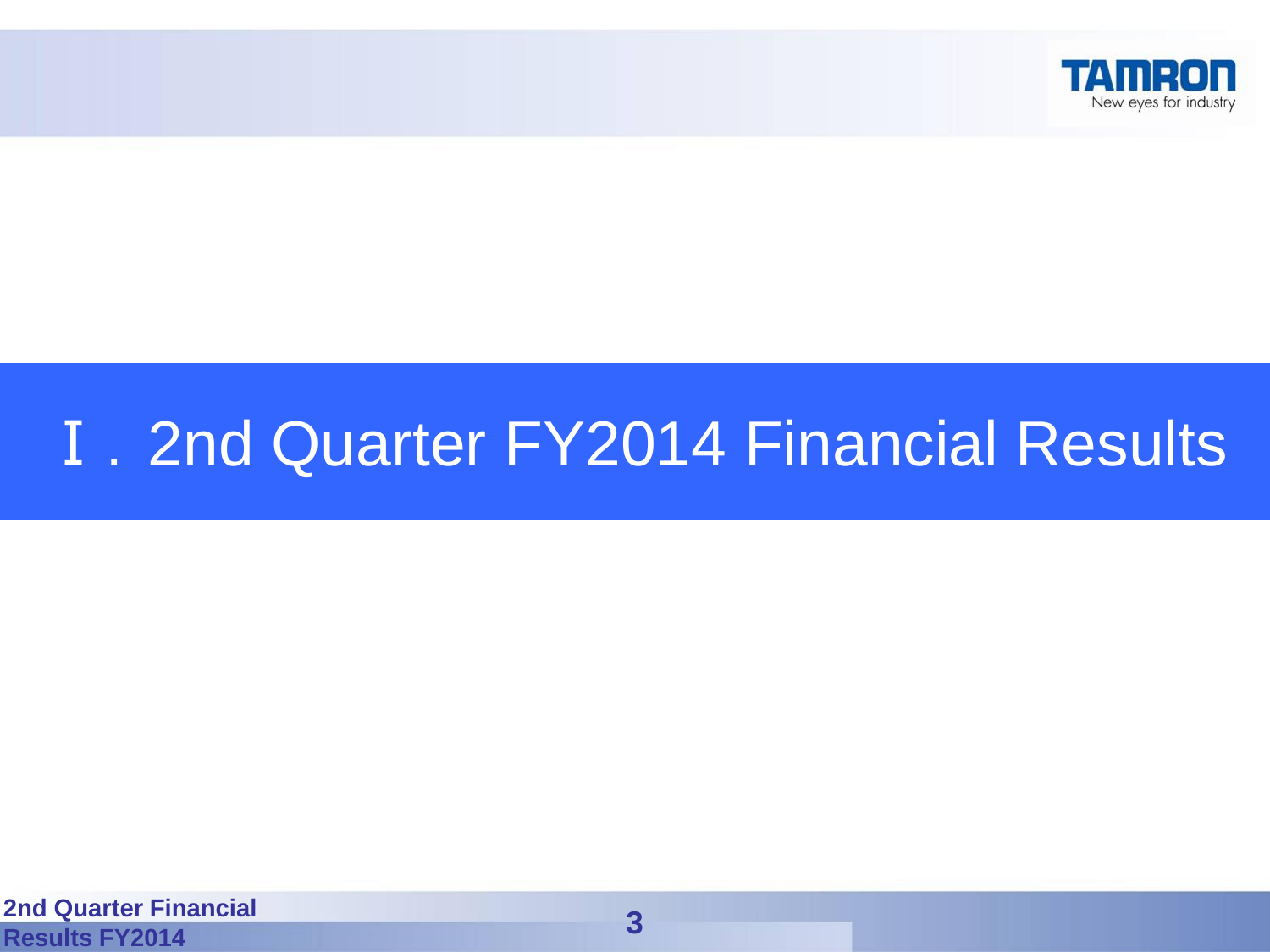# Ⅰ．2nd Quarter FY2014 Financial Results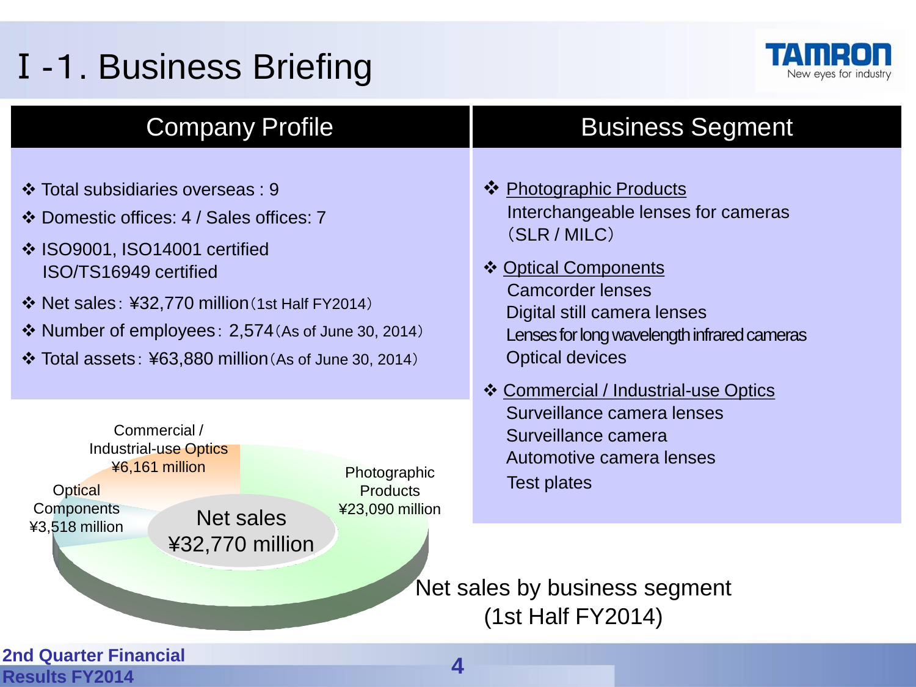# I -1. Business Briefing

## Company Profile

- Total subsidiaries overseas : 9
- Domestic offices: 4 / Sales offices: 7
- ISO9001, ISO14001 certified
  ISO/TS16949 certified
- Net sales：¥32,770 million（1st Half FY2014）
- Number of employees：2,574（As of June 30, 2014）
- Total assets：¥63,880 million（As of June 30, 2014）

## Business Segment

- Photographic Products
  Interchangeable lenses for cameras
  （SLR / MILC）
- Optical Components
  Camcorder lenses
  Digital still camera lenses
  Lenses for long wavelength infrared cameras
  Optical devices
- Commercial / Industrial-use Optics
  Surveillance camera lenses
  Surveillance camera
  Automotive camera lenses
  Test plates

| Segment | Net sales |
|---|---|
| Photographic Products | ¥23,090 million |
| Optical Components | ¥3,518 million |
| Commercial / Industrial-use Optics | ¥6,161 million |
| Net sales | ¥32,770 million |

Net sales by business segment
(1st Half FY2014)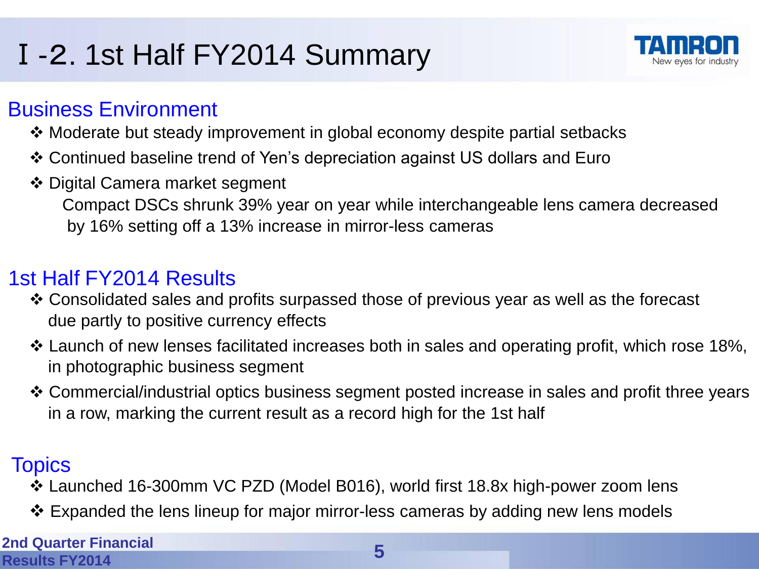# Ⅰ-2. 1st Half FY2014 Summary

## Business Environment

- ❖ Moderate but steady improvement in global economy despite partial setbacks
- ❖ Continued baseline trend of Yen's depreciation against US dollars and Euro
- ❖ Digital Camera market segment

  Compact DSCs shrunk 39% year on year while interchangeable lens camera decreased by 16% setting off a 13% increase in mirror-less cameras

## 1st Half FY2014 Results

- ❖ Consolidated sales and profits surpassed those of previous year as well as the forecast due partly to positive currency effects
- ❖ Launch of new lenses facilitated increases both in sales and operating profit, which rose 18%, in photographic business segment
- ❖ Commercial/industrial optics business segment posted increase in sales and profit three years in a row, marking the current result as a record high for the 1st half

## Topics

- ❖ Launched 16-300mm VC PZD (Model B016), world first 18.8x high-power zoom lens
- ❖ Expanded the lens lineup for major mirror-less cameras by adding new lens models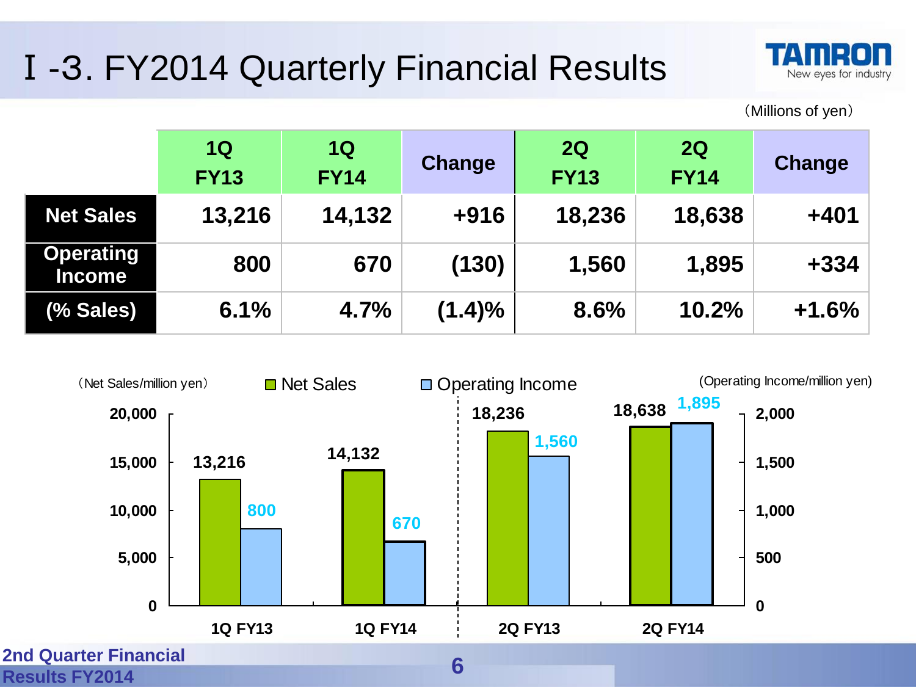# Ⅰ-3. FY2014 Quarterly Financial Results

(Millions of yen)

| | 1Q FY13 | 1Q FY14 | Change | 2Q FY13 | 2Q FY14 | Change |
|---|---|---|---|---|---|---|
| **Net Sales** | 13,216 | 14,132 | +916 | 18,236 | 18,638 | +401 |
| **Operating Income** | 800 | 670 | (130) | 1,560 | 1,895 | +334 |
| **(% Sales)** | 6.1% | 4.7% | (1.4)% | 8.6% | 10.2% | +1.6% |

(Net Sales/million yen) ■ Net Sales ■ Operating Income (Operating Income/million yen)

| | 1Q FY13 | 1Q FY14 | 2Q FY13 | 2Q FY14 |
|---|---|---|---|---|
| Net Sales | 13,216 | 14,132 | 18,236 | 18,638 |
| Operating Income | 800 | 670 | 1,560 | 1,895 |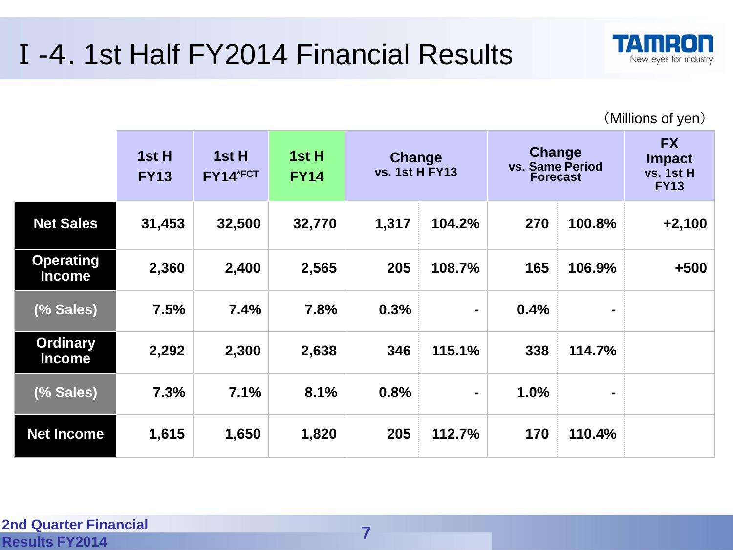# Ⅰ-4. 1st Half FY2014 Financial Results

（Millions of yen）

| | 1st H FY13 | 1st H FY14*FCT | 1st H FY14 | Change vs. 1st H FY13 | | Change vs. Same Period Forecast | | FX Impact vs. 1st H FY13 |
|---|---|---|---|---|---|---|---|---|
| Net Sales | 31,453 | 32,500 | 32,770 | 1,317 | 104.2% | 270 | 100.8% | +2,100 |
| Operating Income | 2,360 | 2,400 | 2,565 | 205 | 108.7% | 165 | 106.9% | +500 |
| (% Sales) | 7.5% | 7.4% | 7.8% | 0.3% | - | 0.4% | - | |
| Ordinary Income | 2,292 | 2,300 | 2,638 | 346 | 115.1% | 338 | 114.7% | |
| (% Sales) | 7.3% | 7.1% | 8.1% | 0.8% | - | 1.0% | - | |
| Net Income | 1,615 | 1,650 | 1,820 | 205 | 112.7% | 170 | 110.4% | |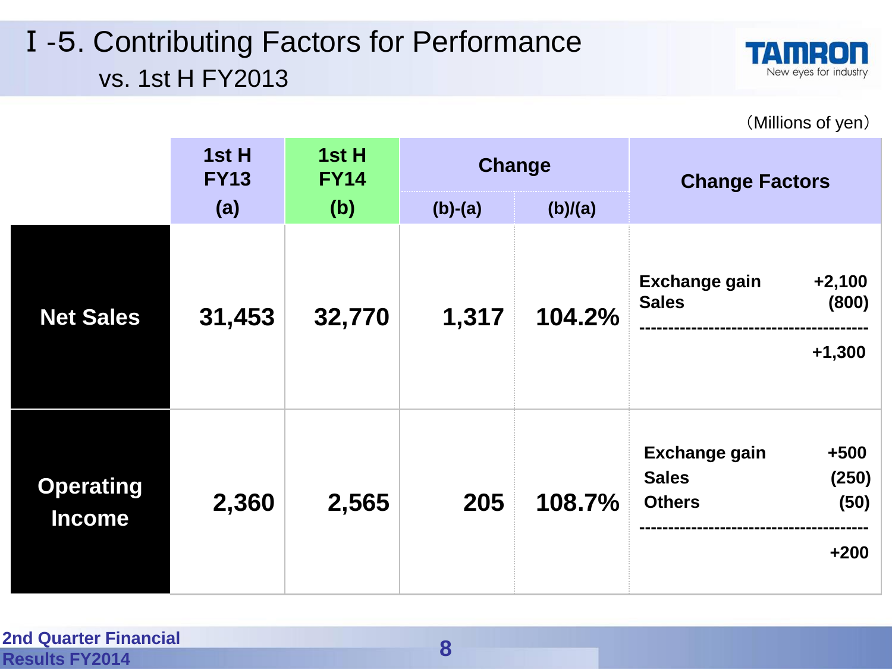# Ⅰ-5. Contributing Factors for Performance

## vs. 1st H FY2013

(Millions of yen)

| | 1st H FY13 (a) | 1st H FY14 (b) | Change (b)-(a) | Change (b)/(a) | Change Factors |
|---|---|---|---|---|---|
| **Net Sales** | 31,453 | 32,770 | 1,317 | 104.2% | Exchange gain +2,100<br>Sales (800)<br>----------<br>+1,300 |
| **Operating Income** | 2,360 | 2,565 | 205 | 108.7% | Exchange gain +500<br>Sales (250)<br>Others (50)<br>----------<br>+200 |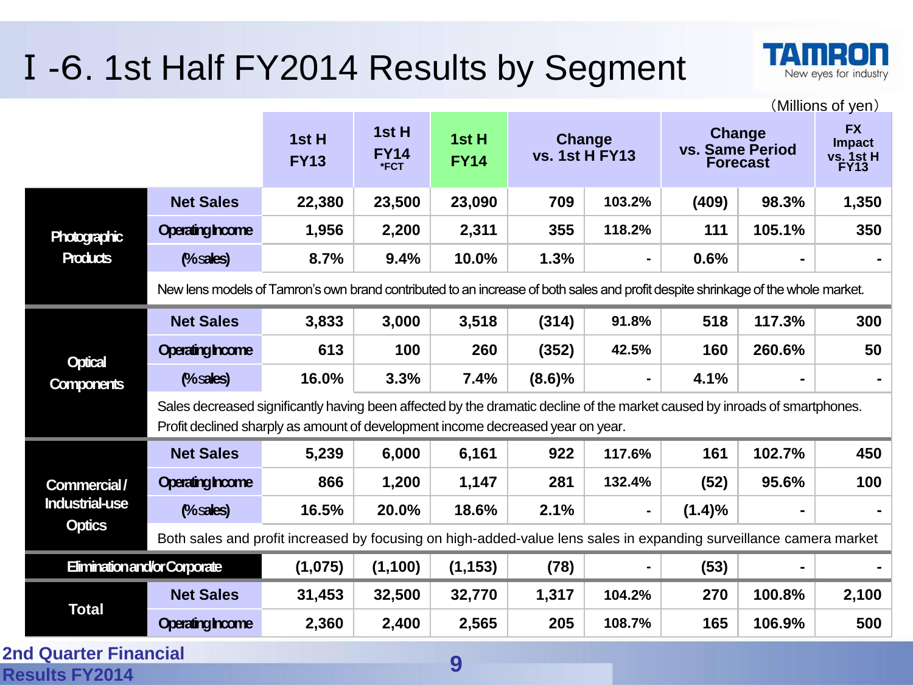# Ⅰ-6. 1st Half FY2014 Results by Segment

(Millions of yen)

| | | 1st H FY13 | 1st H FY14 *FCT | 1st H FY14 | Change vs. 1st H FY13 | | Change vs. Same Period Forecast | | FX Impact vs. 1st H FY13 |
|---|---|---|---|---|---|---|---|---|---|
| Photographic Products | Net Sales | 22,380 | 23,500 | 23,090 | 709 | 103.2% | (409) | 98.3% | 1,350 |
| | Operating Income | 1,956 | 2,200 | 2,311 | 355 | 118.2% | 111 | 105.1% | 350 |
| | (% sales) | 8.7% | 9.4% | 10.0% | 1.3% | - | 0.6% | - | - |
| | New lens models of Tamron's own brand contributed to an increase of both sales and profit despite shrinkage of the whole market. | | | | | | | | |
| Optical Components | Net Sales | 3,833 | 3,000 | 3,518 | (314) | 91.8% | 518 | 117.3% | 300 |
| | Operating Income | 613 | 100 | 260 | (352) | 42.5% | 160 | 260.6% | 50 |
| | (% sales) | 16.0% | 3.3% | 7.4% | (8.6)% | - | 4.1% | - | - |
| | Sales decreased significantly having been affected by the dramatic decline of the market caused by inroads of smartphones. Profit declined sharply as amount of development income decreased year on year. | | | | | | | | |
| Commercial / Industrial-use Optics | Net Sales | 5,239 | 6,000 | 6,161 | 922 | 117.6% | 161 | 102.7% | 450 |
| | Operating Income | 866 | 1,200 | 1,147 | 281 | 132.4% | (52) | 95.6% | 100 |
| | (% sales) | 16.5% | 20.0% | 18.6% | 2.1% | - | (1.4)% | - | - |
| | Both sales and profit increased by focusing on high-added-value lens sales in expanding surveillance camera market | | | | | | | | |
| Elimination and/or Corporate | | (1,075) | (1,100) | (1,153) | (78) | - | (53) | - | - |
| Total | Net Sales | 31,453 | 32,500 | 32,770 | 1,317 | 104.2% | 270 | 100.8% | 2,100 |
| | Operating Income | 2,360 | 2,400 | 2,565 | 205 | 108.7% | 165 | 106.9% | 500 |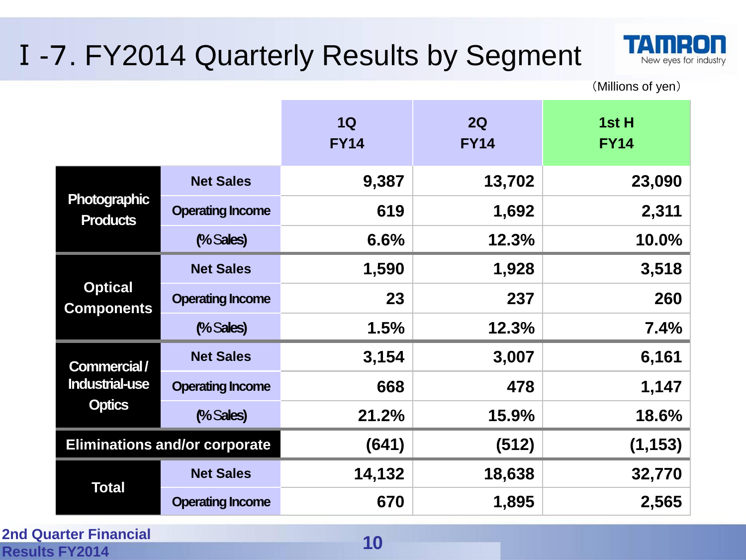# Ⅰ-7. FY2014 Quarterly Results by Segment

（Millions of yen）

| | | 1Q FY14 | 2Q FY14 | 1st H FY14 |
|---|---|---|---|---|
| Photographic Products | Net Sales | 9,387 | 13,702 | 23,090 |
| | Operating Income | 619 | 1,692 | 2,311 |
| | (% Sales) | 6.6% | 12.3% | 10.0% |
| Optical Components | Net Sales | 1,590 | 1,928 | 3,518 |
| | Operating Income | 23 | 237 | 260 |
| | (% Sales) | 1.5% | 12.3% | 7.4% |
| Commercial / Industrial-use Optics | Net Sales | 3,154 | 3,007 | 6,161 |
| | Operating Income | 668 | 478 | 1,147 |
| | (% Sales) | 21.2% | 15.9% | 18.6% |
| Eliminations and/or corporate | | (641) | (512) | (1,153) |
| Total | Net Sales | 14,132 | 18,638 | 32,770 |
| | Operating Income | 670 | 1,895 | 2,565 |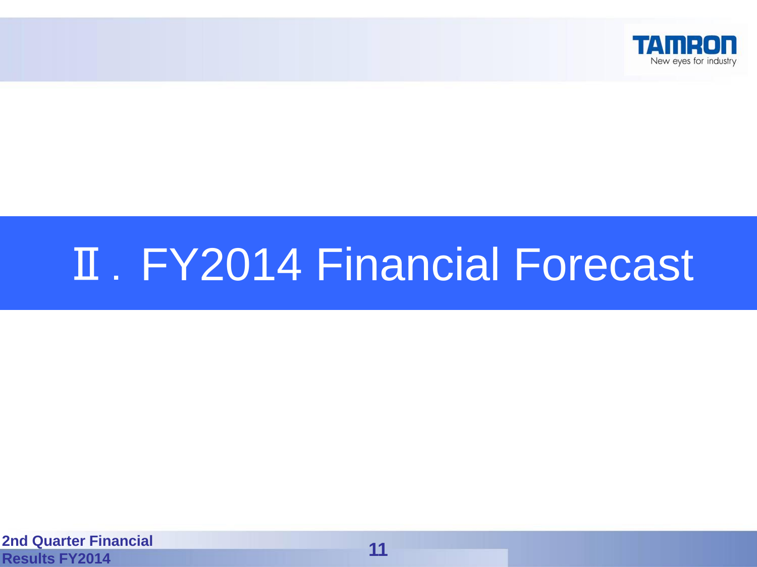# Ⅱ. FY2014 Financial Forecast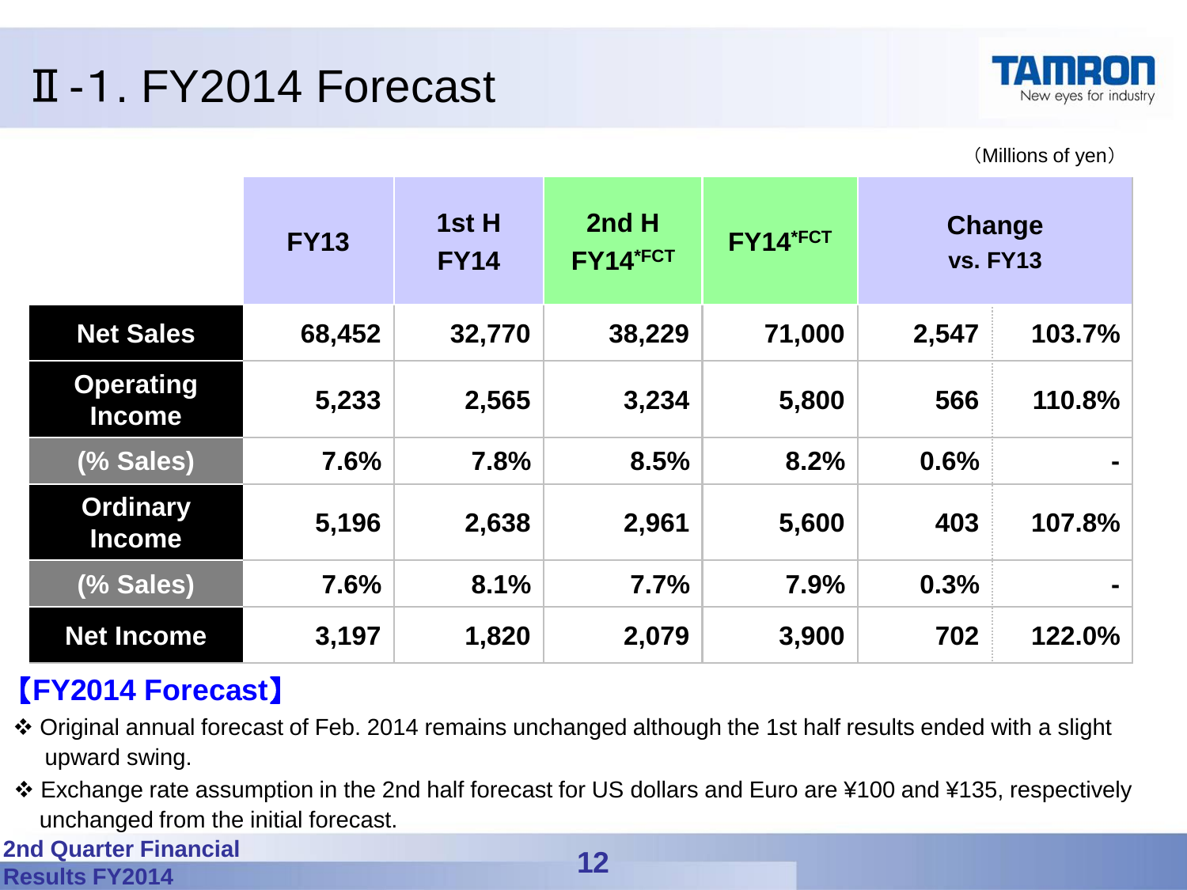# Ⅱ-1. FY2014 Forecast

（Millions of yen）

| | FY13 | 1st H FY14 | 2nd H FY14*FCT | FY14*FCT | Change vs. FY13 | |
|---|---|---|---|---|---|---|
| Net Sales | 68,452 | 32,770 | 38,229 | 71,000 | 2,547 | 103.7% |
| Operating Income | 5,233 | 2,565 | 3,234 | 5,800 | 566 | 110.8% |
| (% Sales) | 7.6% | 7.8% | 8.5% | 8.2% | 0.6% | - |
| Ordinary Income | 5,196 | 2,638 | 2,961 | 5,600 | 403 | 107.8% |
| (% Sales) | 7.6% | 8.1% | 7.7% | 7.9% | 0.3% | - |
| Net Income | 3,197 | 1,820 | 2,079 | 3,900 | 702 | 122.0% |

**【FY2014 Forecast】**

- ❖ Original annual forecast of Feb. 2014 remains unchanged although the 1st half results ended with a slight upward swing.
- ❖ Exchange rate assumption in the 2nd half forecast for US dollars and Euro are ¥100 and ¥135, respectively unchanged from the initial forecast.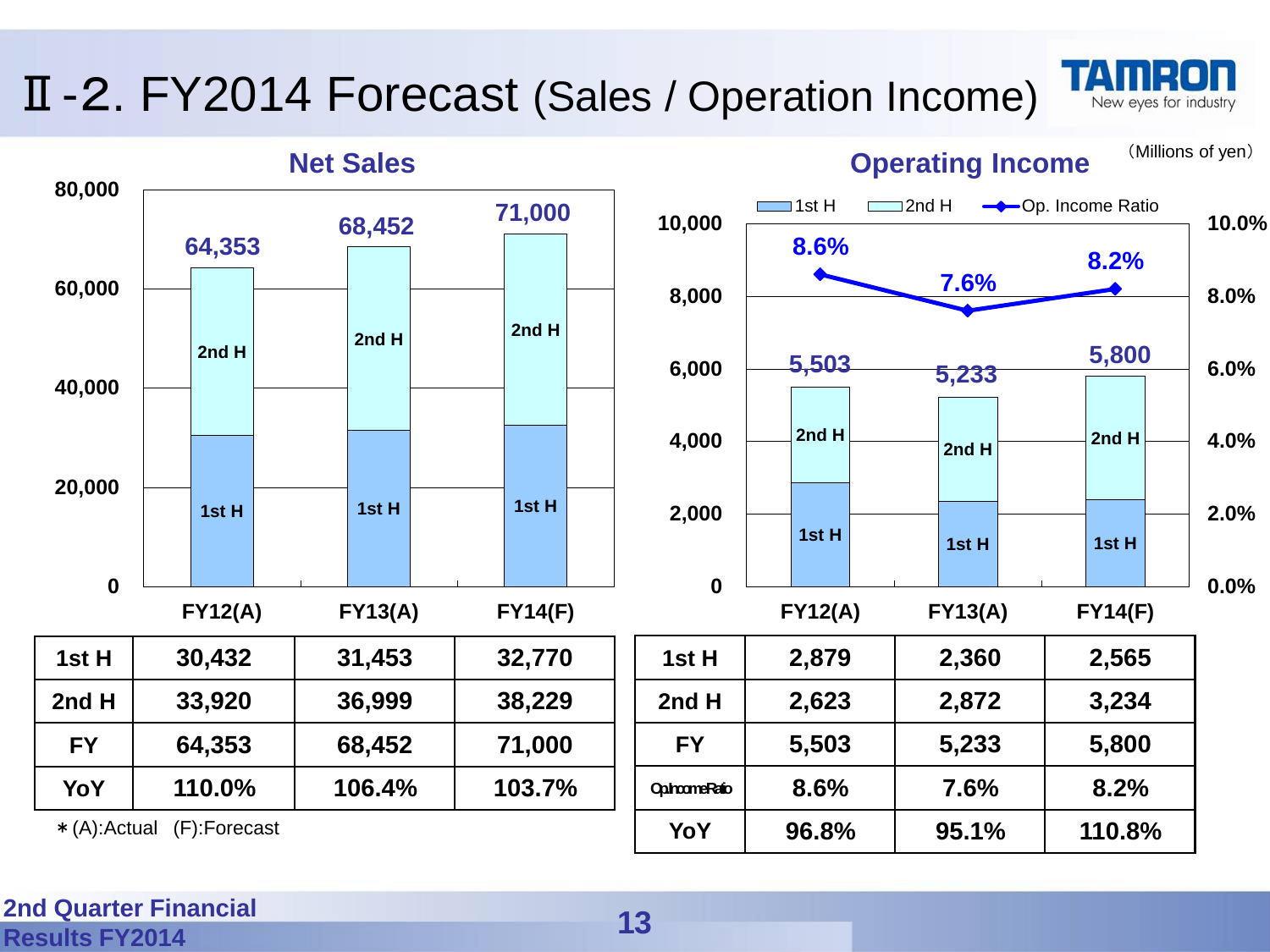# Ⅱ-2. FY2014 Forecast (Sales / Operation Income)

(Millions of yen)

## Net Sales

| | FY12(A) | FY13(A) | FY14(F) |
|---|---|---|---|
| 1st H | 30,432 | 31,453 | 32,770 |
| 2nd H | 33,920 | 36,999 | 38,229 |
| FY | 64,353 | 68,452 | 71,000 |
| YoY | 110.0% | 106.4% | 103.7% |

＊(A):Actual (F):Forecast

## Operating Income

| | FY12(A) | FY13(A) | FY14(F) |
|---|---|---|---|
| 1st H | 2,879 | 2,360 | 2,565 |
| 2nd H | 2,623 | 2,872 | 3,234 |
| FY | 5,503 | 5,233 | 5,800 |
| Op.Income Ratio | 8.6% | 7.6% | 8.2% |
| YoY | 96.8% | 95.1% | 110.8% |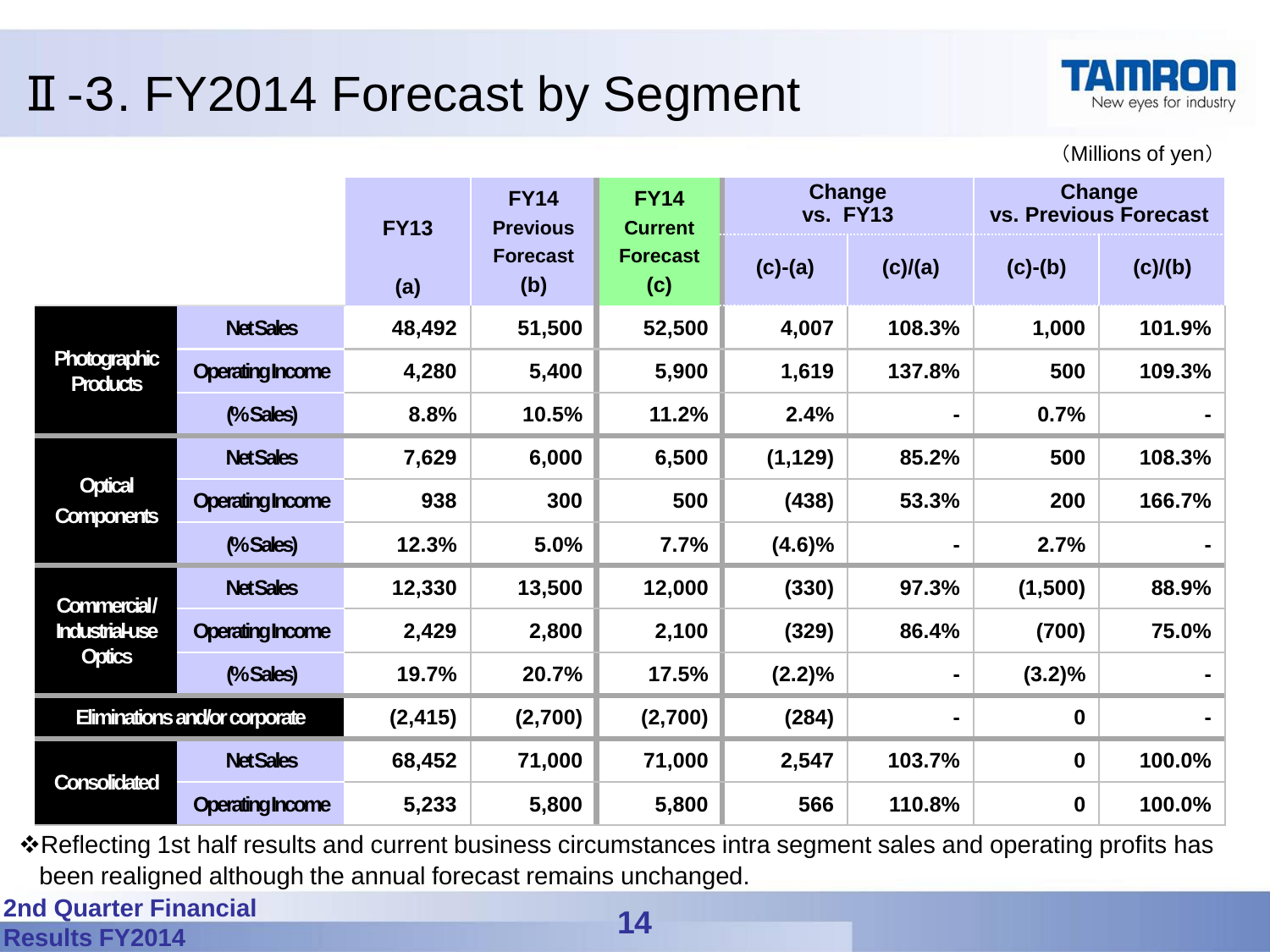# Ⅱ-3. FY2014 Forecast by Segment

(Millions of yen)

| | | FY13 (a) | FY14 Previous Forecast (b) | FY14 Current Forecast (c) | Change vs. FY13 | | Change vs. Previous Forecast | |
|---|---|---|---|---|---|---|---|---|
| | | | | | (c)-(a) | (c)/(a) | (c)-(b) | (c)/(b) |
| Photographic Products | Net Sales | 48,492 | 51,500 | 52,500 | 4,007 | 108.3% | 1,000 | 101.9% |
| | Operating Income | 4,280 | 5,400 | 5,900 | 1,619 | 137.8% | 500 | 109.3% |
| | (% Sales) | 8.8% | 10.5% | 11.2% | 2.4% | - | 0.7% | - |
| Optical Components | Net Sales | 7,629 | 6,000 | 6,500 | (1,129) | 85.2% | 500 | 108.3% |
| | Operating Income | 938 | 300 | 500 | (438) | 53.3% | 200 | 166.7% |
| | (% Sales) | 12.3% | 5.0% | 7.7% | (4.6)% | - | 2.7% | - |
| Commercial/ Industrial-use Optics | Net Sales | 12,330 | 13,500 | 12,000 | (330) | 97.3% | (1,500) | 88.9% |
| | Operating Income | 2,429 | 2,800 | 2,100 | (329) | 86.4% | (700) | 75.0% |
| | (% Sales) | 19.7% | 20.7% | 17.5% | (2.2)% | - | (3.2)% | - |
| Eliminations and/or corporate | | (2,415) | (2,700) | (2,700) | (284) | - | 0 | - |
| Consolidated | Net Sales | 68,452 | 71,000 | 71,000 | 2,547 | 103.7% | 0 | 100.0% |
| | Operating Income | 5,233 | 5,800 | 5,800 | 566 | 110.8% | 0 | 100.0% |

❖Reflecting 1st half results and current business circumstances intra segment sales and operating profits has been realigned although the annual forecast remains unchanged.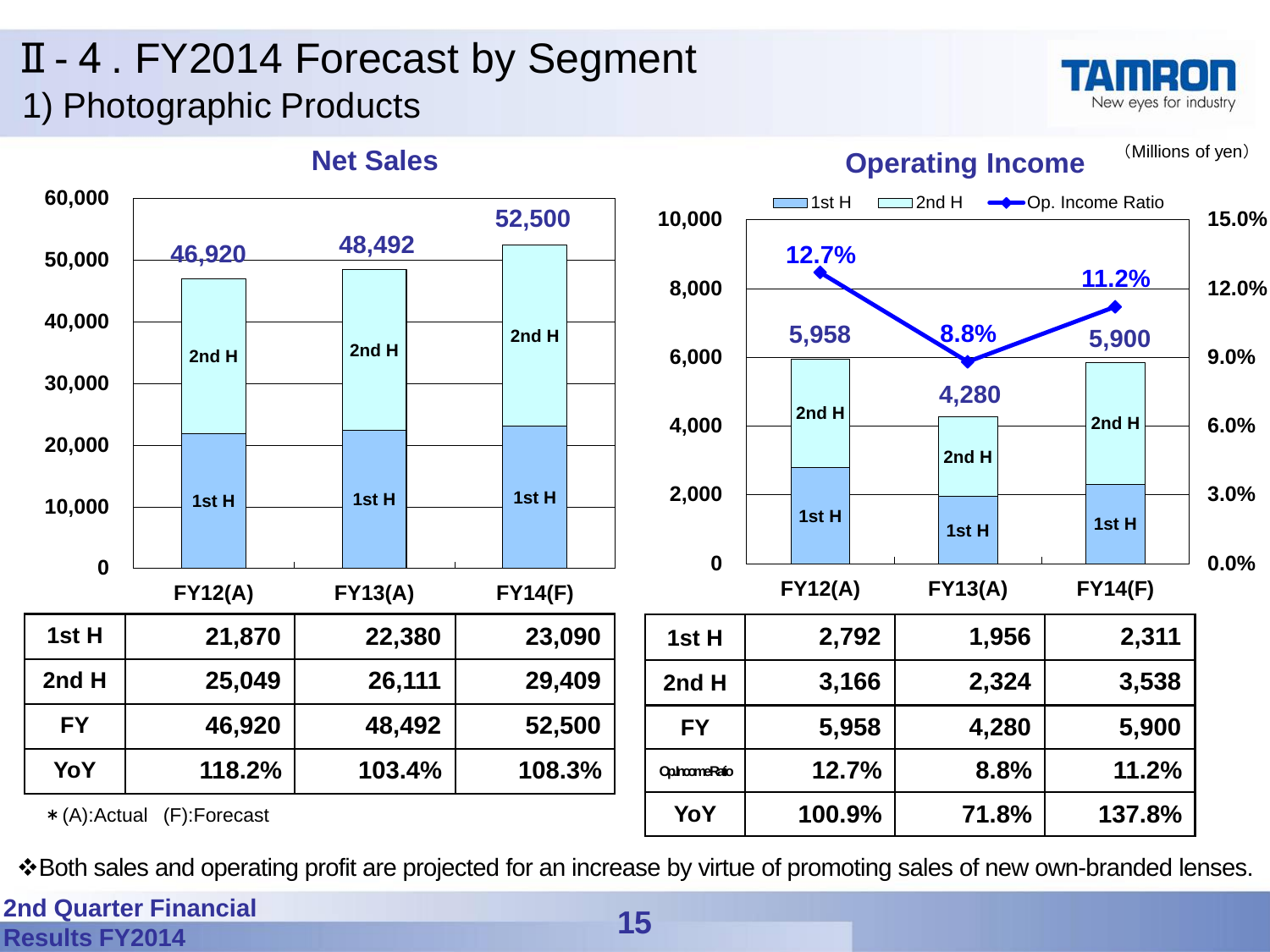# Ⅱ- 4 . FY2014 Forecast by Segment

## 1) Photographic Products

(Millions of yen)

### Net Sales

|  | FY12(A) | FY13(A) | FY14(F) |
|---|---|---|---|
| 1st H | 21,870 | 22,380 | 23,090 |
| 2nd H | 25,049 | 26,111 | 29,409 |
| FY | 46,920 | 48,492 | 52,500 |
| YoY | 118.2% | 103.4% | 108.3% |

＊(A):Actual (F):Forecast

### Operating Income

|  | FY12(A) | FY13(A) | FY14(F) |
|---|---|---|---|
| 1st H | 2,792 | 1,956 | 2,311 |
| 2nd H | 3,166 | 2,324 | 3,538 |
| FY | 5,958 | 4,280 | 5,900 |
| Op.Income Ratio | 12.7% | 8.8% | 11.2% |
| YoY | 100.9% | 71.8% | 137.8% |

❖Both sales and operating profit are projected for an increase by virtue of promoting sales of new own-branded lenses.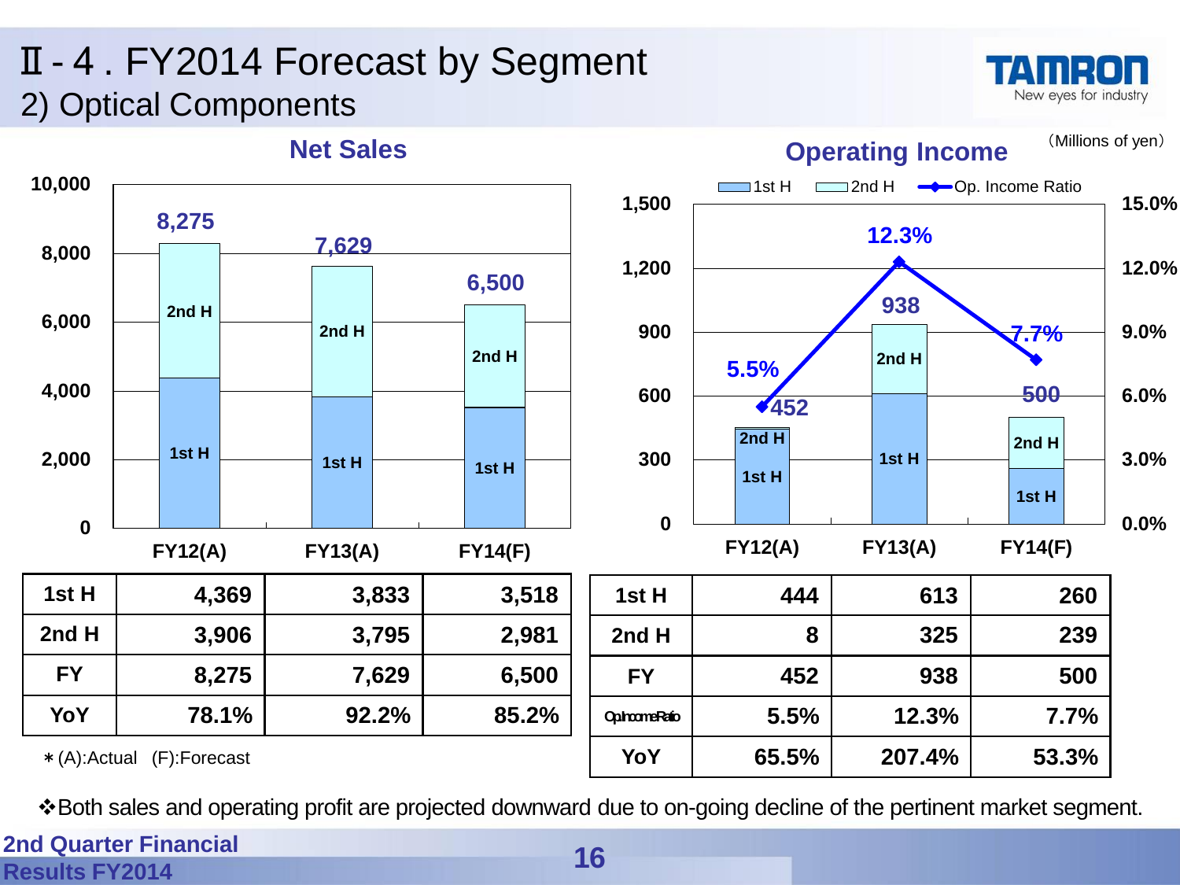# Ⅱ- 4 . FY2014 Forecast by Segment

## 2) Optical Components

（Millions of yen）

### Net Sales

| | FY12(A) | FY13(A) | FY14(F) |
|---|---|---|---|
| 1st H | 4,369 | 3,833 | 3,518 |
| 2nd H | 3,906 | 3,795 | 2,981 |
| FY | 8,275 | 7,629 | 6,500 |
| YoY | 78.1% | 92.2% | 85.2% |

＊(A):Actual　(F):Forecast

### Operating Income

| | FY12(A) | FY13(A) | FY14(F) |
|---|---|---|---|
| 1st H | 444 | 613 | 260 |
| 2nd H | 8 | 325 | 239 |
| FY | 452 | 938 | 500 |
| Op. Income Ratio | 5.5% | 12.3% | 7.7% |
| YoY | 65.5% | 207.4% | 53.3% |

❖Both sales and operating profit are projected downward due to on-going decline of the pertinent market segment.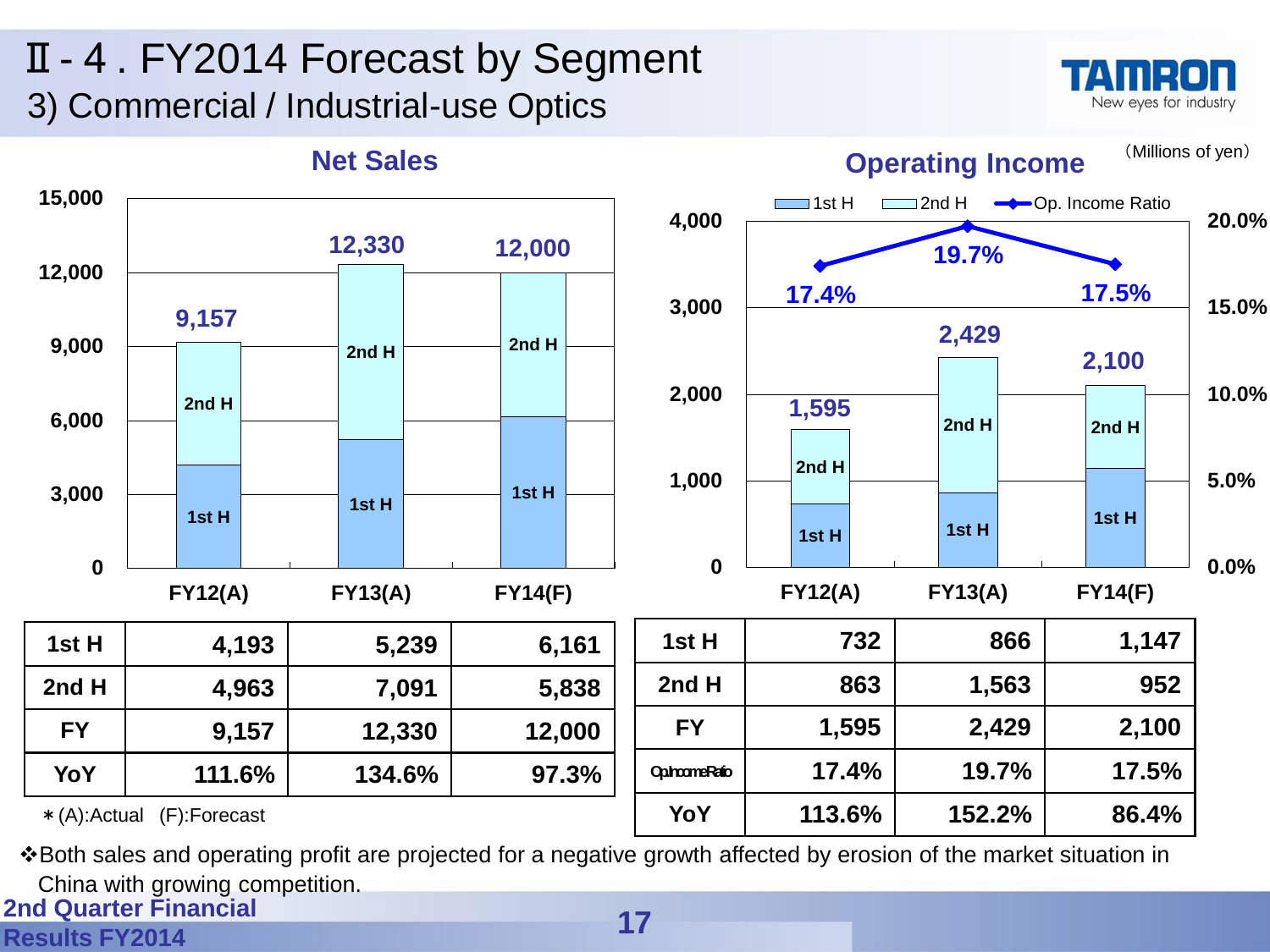# Ⅱ-4 . FY2014 Forecast by Segment

## 3) Commercial / Industrial-use Optics

（Millions of yen）

### Net Sales

| | FY12(A) | FY13(A) | FY14(F) |
|---|---|---|---|
| 1st H | 4,193 | 5,239 | 6,161 |
| 2nd H | 4,963 | 7,091 | 5,838 |
| FY | 9,157 | 12,330 | 12,000 |
| YoY | 111.6% | 134.6% | 97.3% |

＊(A):Actual (F):Forecast

### Operating Income

| | FY12(A) | FY13(A) | FY14(F) |
|---|---|---|---|
| 1st H | 732 | 866 | 1,147 |
| 2nd H | 863 | 1,563 | 952 |
| FY | 1,595 | 2,429 | 2,100 |
| Op.Income Ratio | 17.4% | 19.7% | 17.5% |
| YoY | 113.6% | 152.2% | 86.4% |

❖Both sales and operating profit are projected for a negative growth affected by erosion of the market situation in China with growing competition.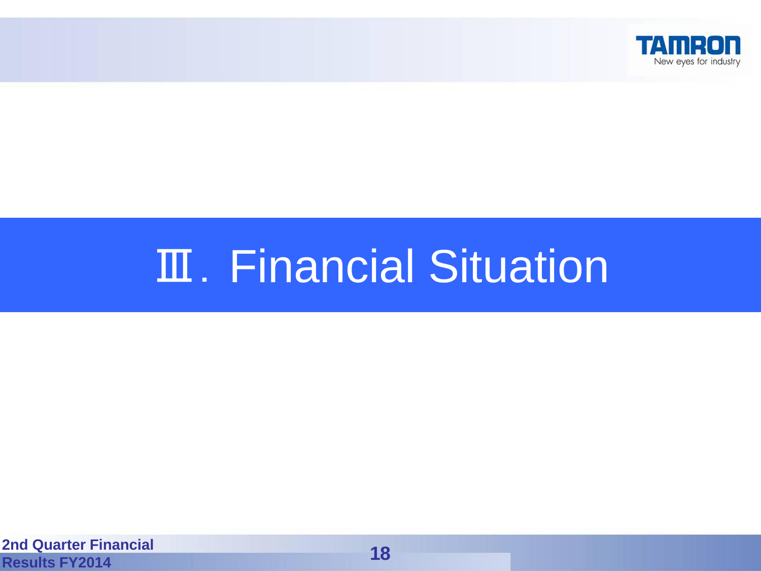# Ⅲ. Financial Situation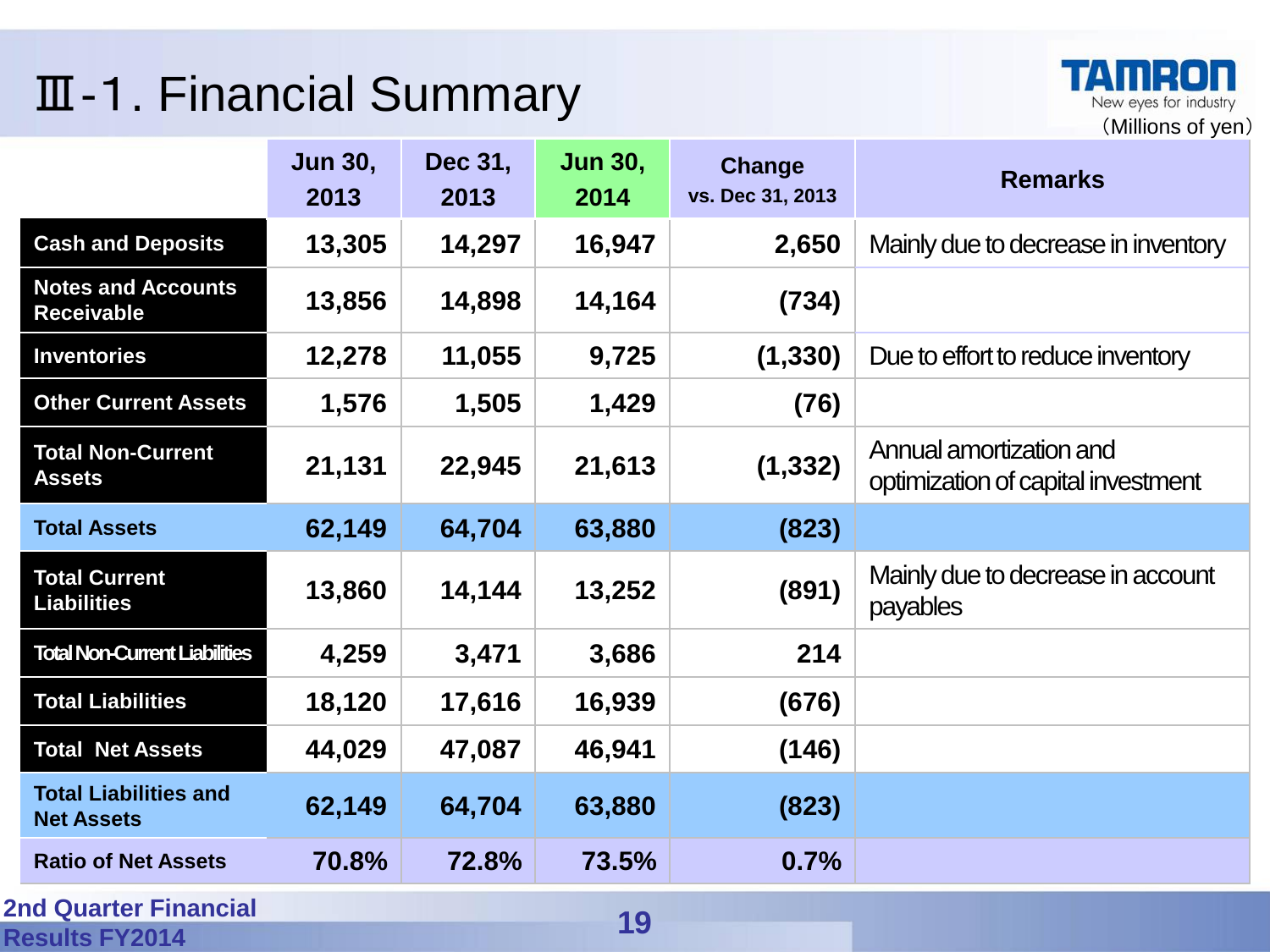# Ⅲ-1. Financial Summary

TAMRON
New eyes for industry

(Millions of yen)

| | Jun 30, 2013 | Dec 31, 2013 | Jun 30, 2014 | Change vs. Dec 31, 2013 | Remarks |
|---|---|---|---|---|---|
| Cash and Deposits | 13,305 | 14,297 | 16,947 | 2,650 | Mainly due to decrease in inventory |
| Notes and Accounts Receivable | 13,856 | 14,898 | 14,164 | (734) | |
| Inventories | 12,278 | 11,055 | 9,725 | (1,330) | Due to effort to reduce inventory |
| Other Current Assets | 1,576 | 1,505 | 1,429 | (76) | |
| Total Non-Current Assets | 21,131 | 22,945 | 21,613 | (1,332) | Annual amortization and optimization of capital investment |
| Total Assets | 62,149 | 64,704 | 63,880 | (823) | |
| Total Current Liabilities | 13,860 | 14,144 | 13,252 | (891) | Mainly due to decrease in account payables |
| Total Non-Current Liabilities | 4,259 | 3,471 | 3,686 | 214 | |
| Total Liabilities | 18,120 | 17,616 | 16,939 | (676) | |
| Total Net Assets | 44,029 | 47,087 | 46,941 | (146) | |
| Total Liabilities and Net Assets | 62,149 | 64,704 | 63,880 | (823) | |
| Ratio of Net Assets | 70.8% | 72.8% | 73.5% | 0.7% | |

2nd Quarter Financial Results FY2014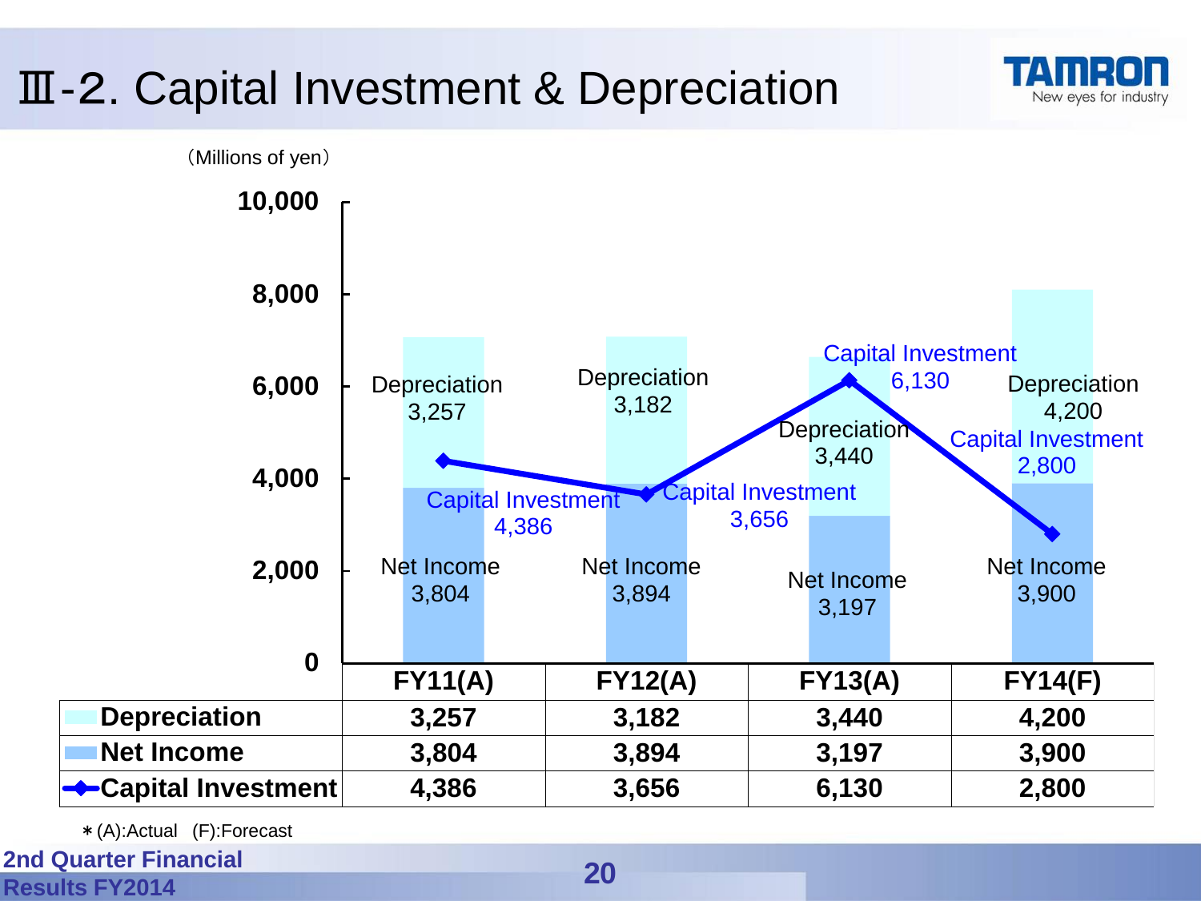# Ⅲ-2. Capital Investment & Depreciation

（Millions of yen）

|  | FY11(A) | FY12(A) | FY13(A) | FY14(F) |
|---|---|---|---|---|
| Depreciation | 3,257 | 3,182 | 3,440 | 4,200 |
| Net Income | 3,804 | 3,894 | 3,197 | 3,900 |
| Capital Investment | 4,386 | 3,656 | 6,130 | 2,800 |

＊(A):Actual (F):Forecast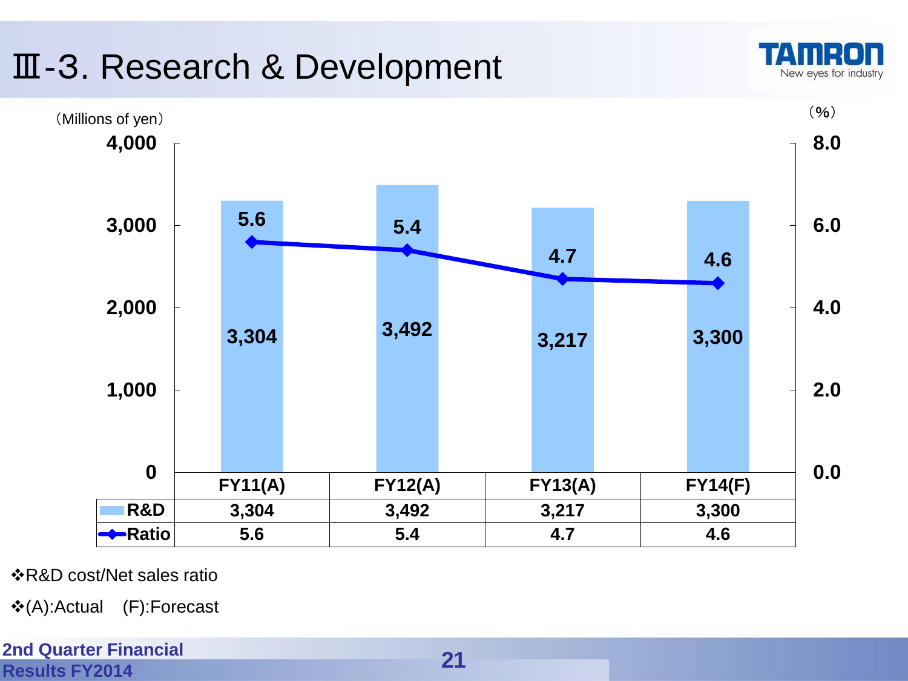# Ⅲ-3. Research & Development

(Millions of yen) (%)

| | FY11(A) | FY12(A) | FY13(A) | FY14(F) |
|---|---|---|---|---|
| R&D | 3,304 | 3,492 | 3,217 | 3,300 |
| Ratio | 5.6 | 5.4 | 4.7 | 4.6 |

❖R&D cost/Net sales ratio

❖(A):Actual (F):Forecast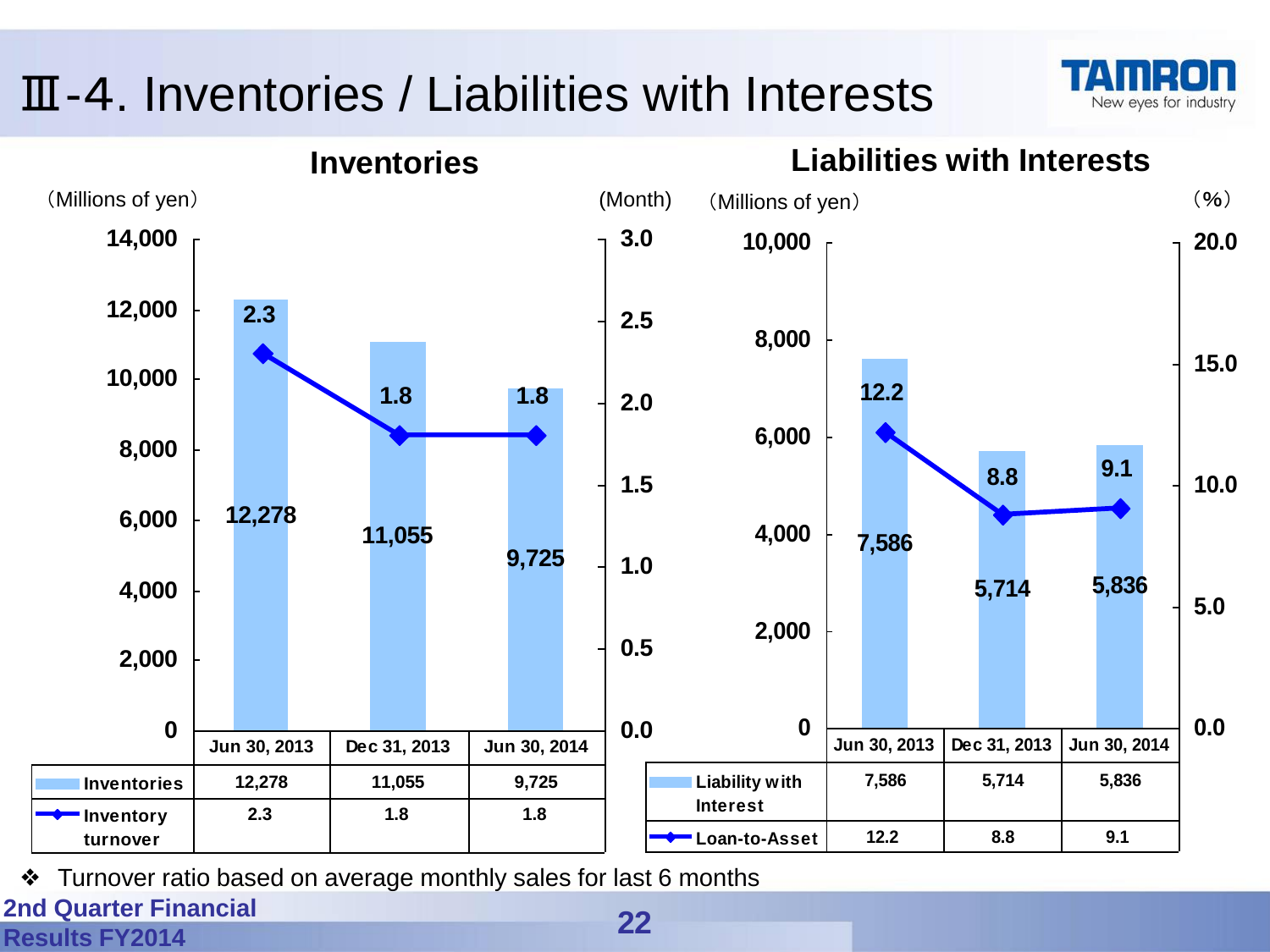# Ⅲ-4. Inventories / Liabilities with Interests

## Inventories

(Millions of yen) / (Month)

|  | Jun 30, 2013 | Dec 31, 2013 | Jun 30, 2014 |
|---|---|---|---|
| Inventories | 12,278 | 11,055 | 9,725 |
| Inventory turnover | 2.3 | 1.8 | 1.8 |

## Liabilities with Interests

(Millions of yen) / (%)

|  | Jun 30, 2013 | Dec 31, 2013 | Jun 30, 2014 |
|---|---|---|---|
| Liability with Interest | 7,586 | 5,714 | 5,836 |
| Loan-to-Asset | 12.2 | 8.8 | 9.1 |

❖ Turnover ratio based on average monthly sales for last 6 months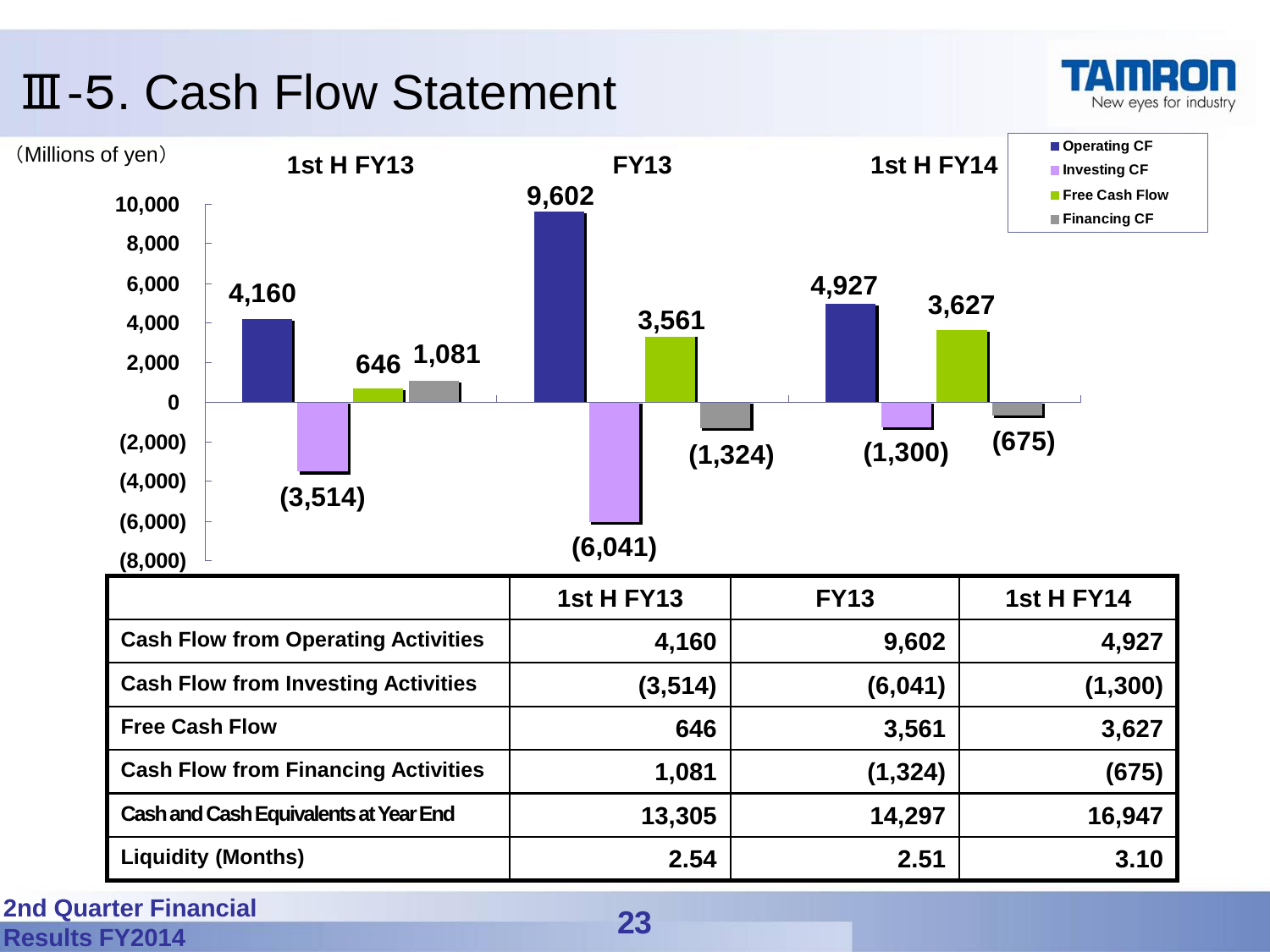# Ⅲ-5. Cash Flow Statement

(Millions of yen)

| | 1st H FY13 | FY13 | 1st H FY14 |
|---|---|---|---|
| Cash Flow from Operating Activities | 4,160 | 9,602 | 4,927 |
| Cash Flow from Investing Activities | (3,514) | (6,041) | (1,300) |
| Free Cash Flow | 646 | 3,561 | 3,627 |
| Cash Flow from Financing Activities | 1,081 | (1,324) | (675) |
| Cash and Cash Equivalents at Year End | 13,305 | 14,297 | 16,947 |
| Liquidity (Months) | 2.54 | 2.51 | 3.10 |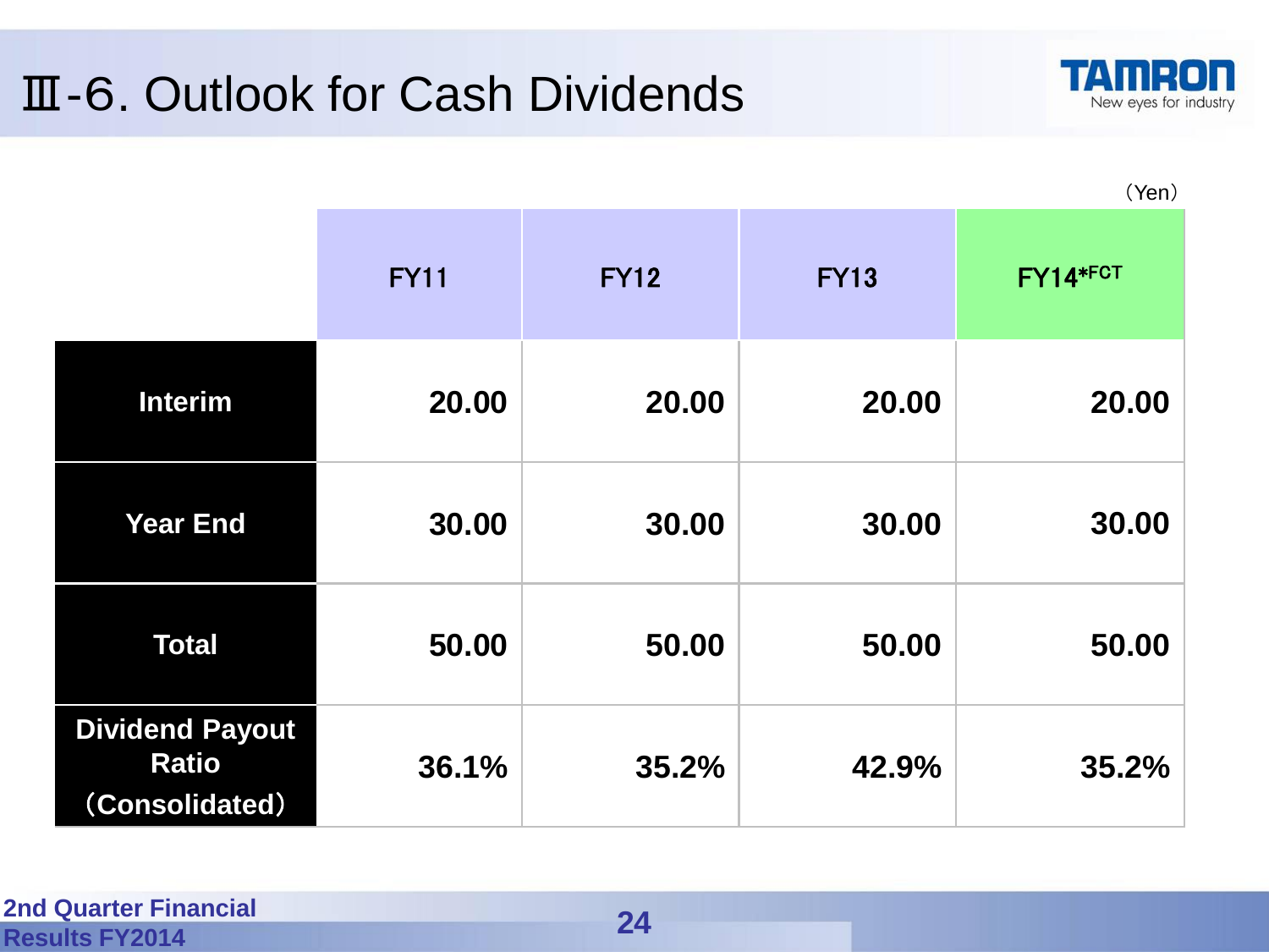# Ⅲ-6. Outlook for Cash Dividends

TAMRON
New eyes for industry

（Yen）

| | FY11 | FY12 | FY13 | FY14*FCT |
|---|---|---|---|---|
| **Interim** | **20.00** | **20.00** | **20.00** | **20.00** |
| **Year End** | **30.00** | **30.00** | **30.00** | **30.00** |
| **Total** | **50.00** | **50.00** | **50.00** | **50.00** |
| **Dividend Payout Ratio （Consolidated）** | **36.1%** | **35.2%** | **42.9%** | **35.2%** |

**2nd Quarter Financial Results FY2014**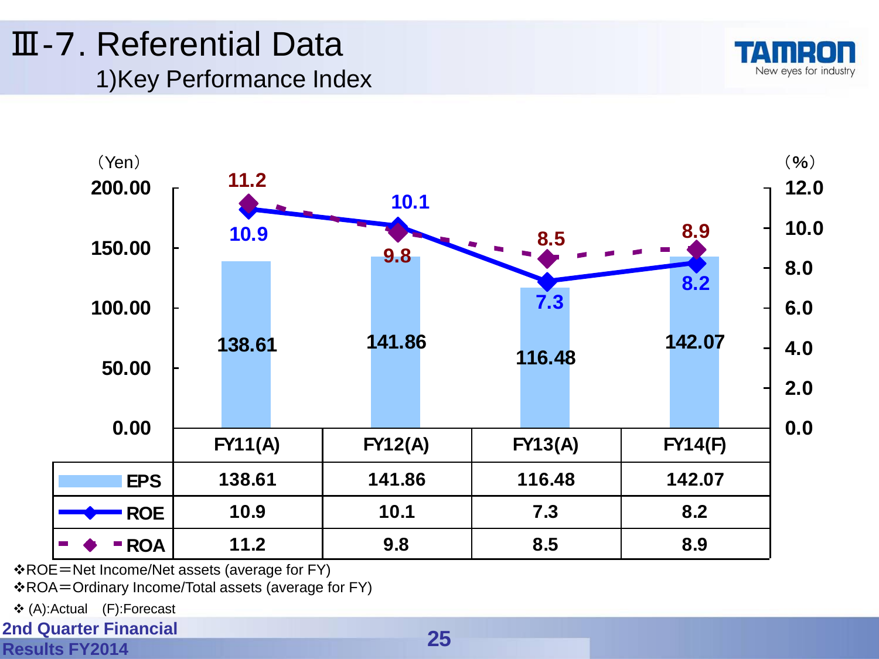# Ⅲ-7. Referential Data

## 1)Key Performance Index

(Yen) | (%)

| | FY11(A) | FY12(A) | FY13(A) | FY14(F) |
|---|---|---|---|---|
| EPS | 138.61 | 141.86 | 116.48 | 142.07 |
| ROE | 10.9 | 10.1 | 7.3 | 8.2 |
| ROA | 11.2 | 9.8 | 8.5 | 8.9 |

❖ROE＝Net Income/Net assets (average for FY)

❖ROA＝Ordinary Income/Total assets (average for FY)

❖ (A):Actual　(F):Forecast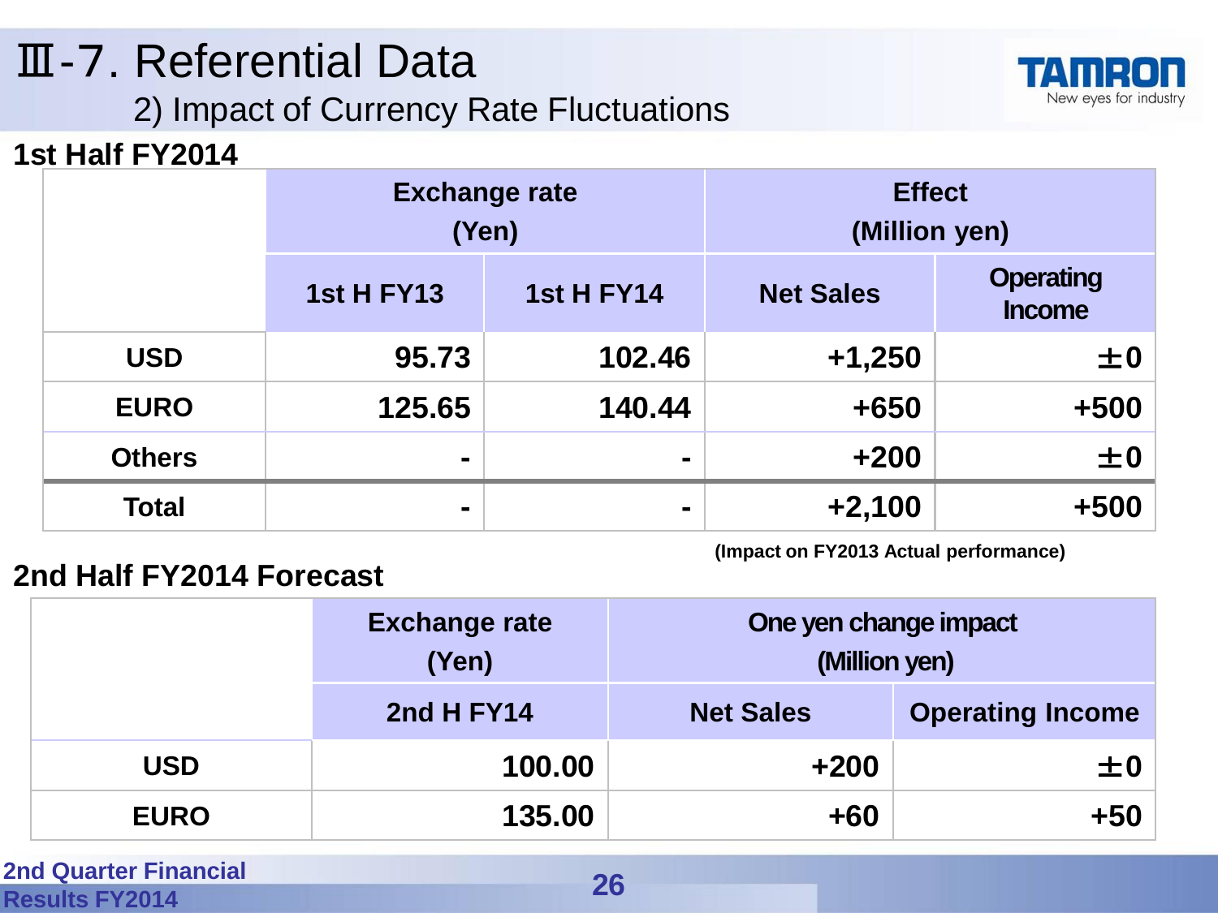# Ⅲ-7. Referential Data

## 2) Impact of Currency Rate Fluctuations

**1st Half FY2014**

| | Exchange rate (Yen) | | Effect (Million yen) | |
|---|---|---|---|---|
| | 1st H FY13 | 1st H FY14 | Net Sales | Operating Income |
| USD | 95.73 | 102.46 | +1,250 | ±0 |
| EURO | 125.65 | 140.44 | +650 | +500 |
| Others | - | - | +200 | ±0 |
| Total | - | - | +2,100 | +500 |

(Impact on FY2013 Actual performance)

**2nd Half FY2014 Forecast**

| | Exchange rate (Yen) | One yen change impact (Million yen) | |
|---|---|---|---|
| | 2nd H FY14 | Net Sales | Operating Income |
| USD | 100.00 | +200 | ±0 |
| EURO | 135.00 | +60 | +50 |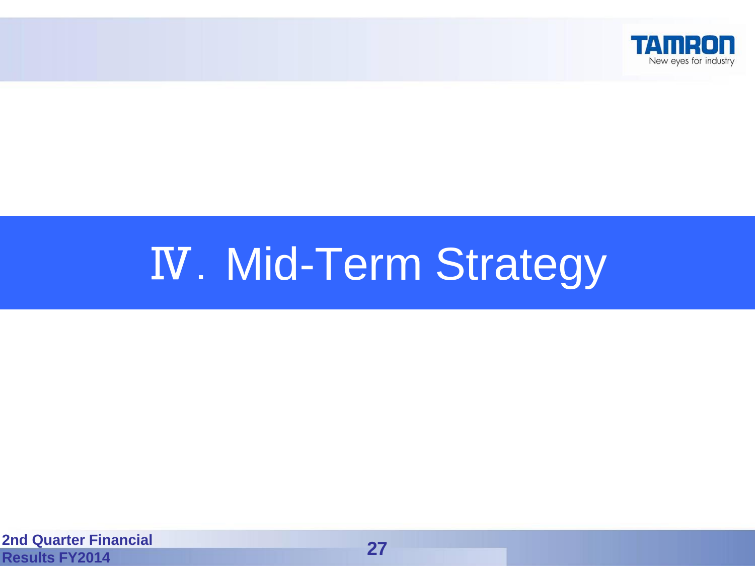# Ⅳ. Mid-Term Strategy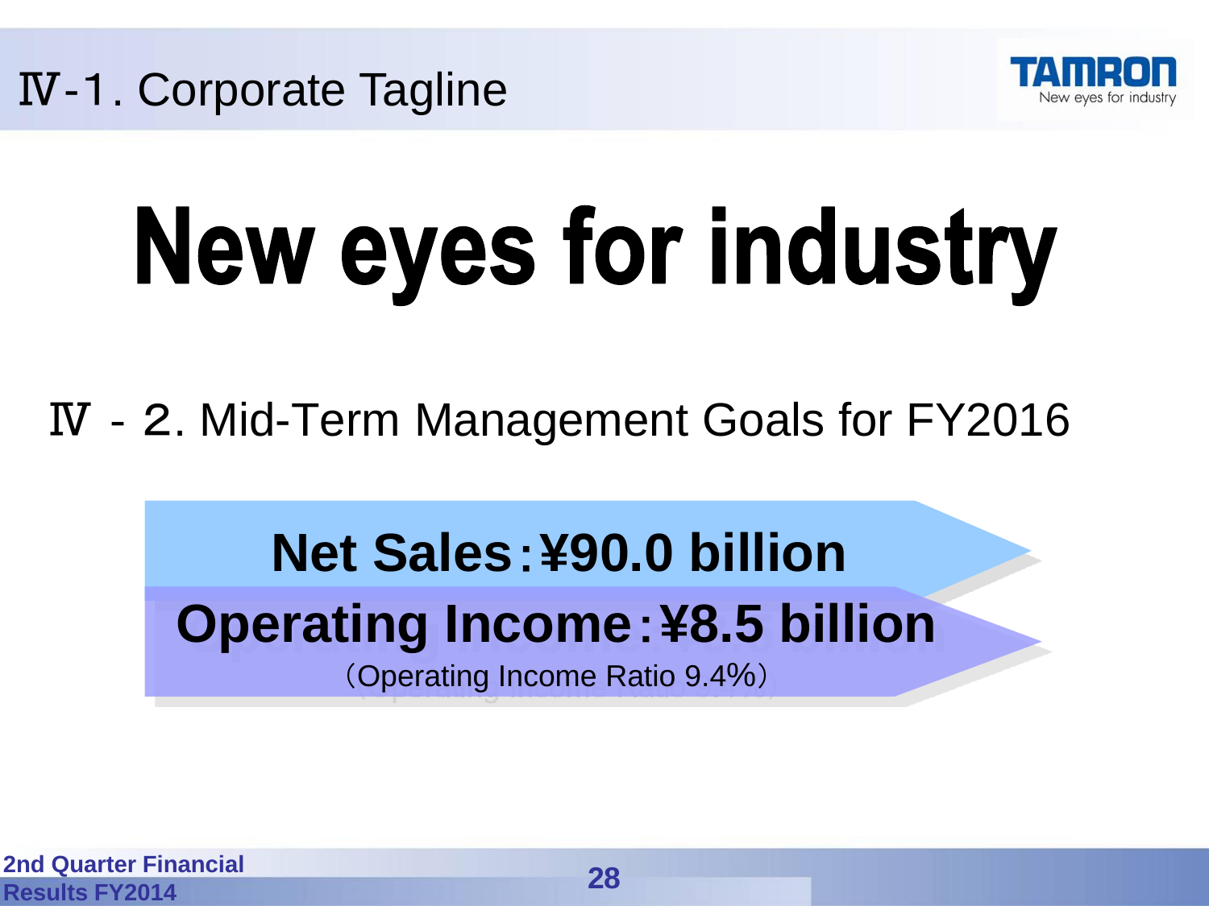## Ⅳ-1. Corporate Tagline

# New eyes for industry

## Ⅳ - 2. Mid-Term Management Goals for FY2016

**Net Sales：¥90.0 billion**

**Operating Income：¥8.5 billion**

（Operating Income Ratio 9.4%）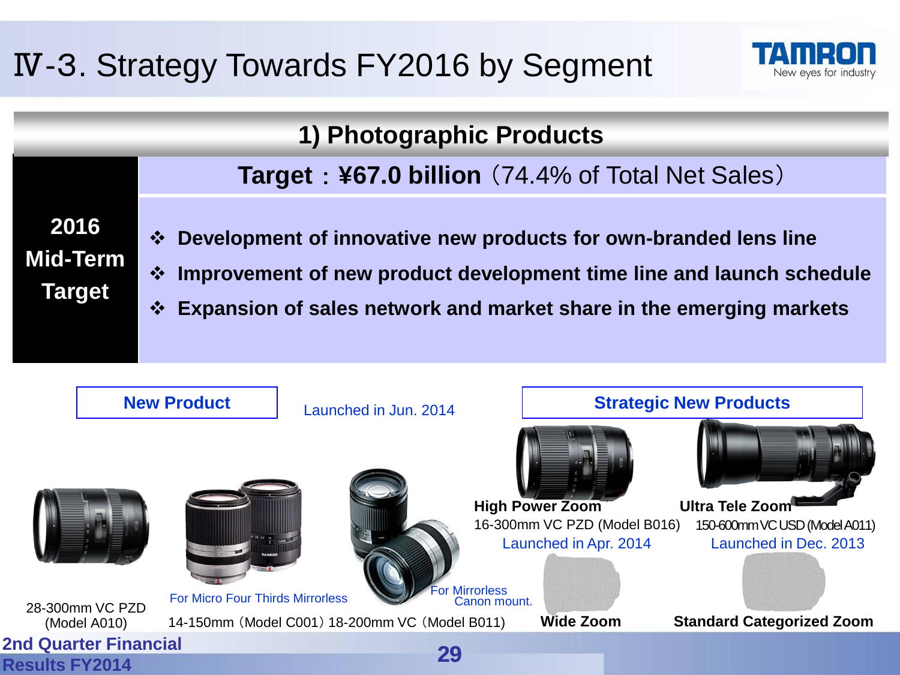# Ⅳ-3. Strategy Towards FY2016 by Segment

## 1) Photographic Products

| 2016 Mid-Term Target | **Target：¥67.0 billion**（74.4% of Total Net Sales） |
|---|---|
| | ❖ **Development of innovative new products for own-branded lens line**<br>❖ **Improvement of new product development time line and launch schedule**<br>❖ **Expansion of sales network and market share in the emerging markets** |

**New Product**

Launched in Jun. 2014

28-300mm VC PZD (Model A010)

For Micro Four Thirds Mirrorless

14-150mm（Model C001）

For Mirrorless Canon mount.

18-200mm VC（Model B011）

**Strategic New Products**

**High Power Zoom**
16-300mm VC PZD (Model B016)
Launched in Apr. 2014

**Ultra Tele Zoom**
150-600mm VC USD (Model A011)
Launched in Dec. 2013

**Wide Zoom**

**Standard Categorized Zoom**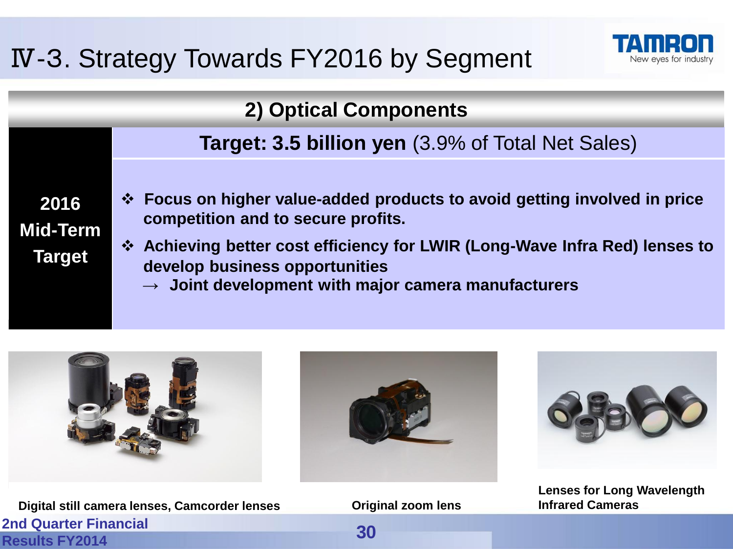# Ⅳ-3. Strategy Towards FY2016 by Segment

## 2) Optical Components

| 2016 Mid-Term Target | **Target: 3.5 billion yen** (3.9% of Total Net Sales) |
|---|---|
| | ❖ **Focus on higher value-added products to avoid getting involved in price competition and to secure profits.**<br>❖ **Achieving better cost efficiency for LWIR (Long-Wave Infra Red) lenses to develop business opportunities**<br>→ **Joint development with major camera manufacturers** |

**Digital still camera lenses, Camcorder lenses**

**Original zoom lens**

**Lenses for Long Wavelength Infrared Cameras**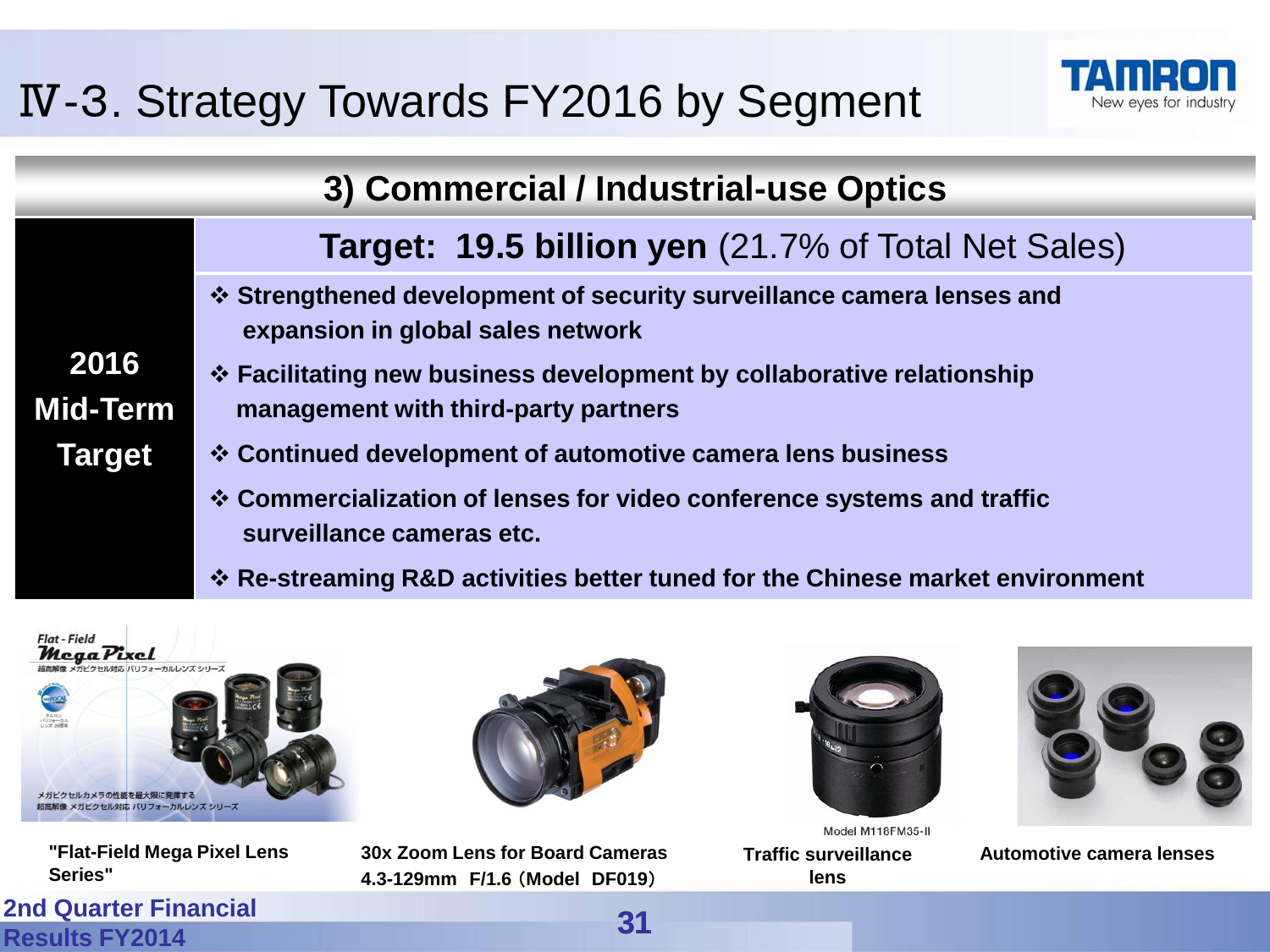# Ⅳ-3. Strategy Towards FY2016 by Segment

## 3) Commercial / Industrial-use Optics

**2016 Mid-Term Target**

**Target: 19.5 billion yen** (21.7% of Total Net Sales)

- ❖ **Strengthened development of security surveillance camera lenses and expansion in global sales network**
- ❖ **Facilitating new business development by collaborative relationship management with third-party partners**
- ❖ **Continued development of automotive camera lens business**
- ❖ **Commercialization of lenses for video conference systems and traffic surveillance cameras etc.**
- ❖ **Re-streaming R&D activities better tuned for the Chinese market environment**

**"Flat-Field Mega Pixel Lens Series"**

**30x Zoom Lens for Board Cameras 4.3-129mm F/1.6（Model DF019）**

Model M118FM35-II

**Traffic surveillance lens**

**Automotive camera lenses**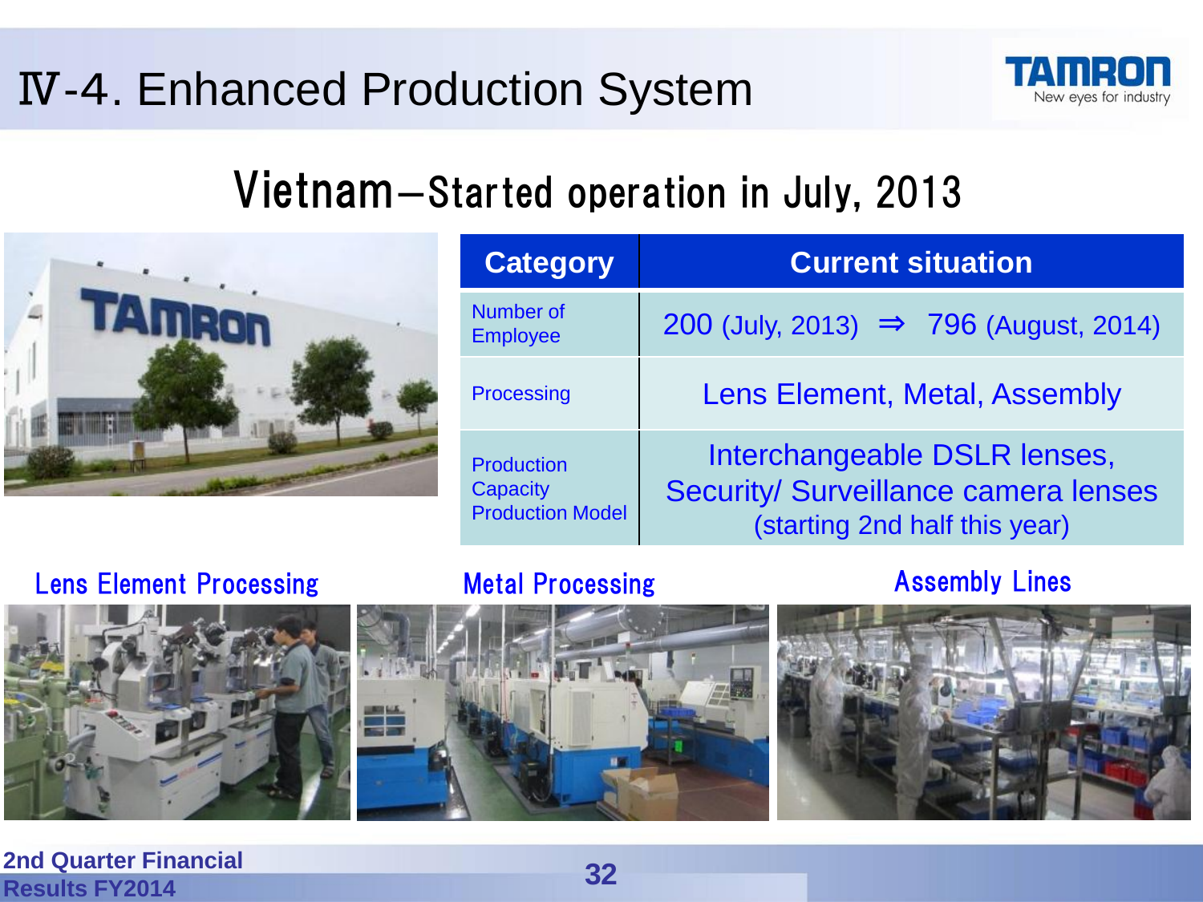# Ⅳ-4. Enhanced Production System

## Vietnam—Started operation in July, 2013

| Category | Current situation |
| --- | --- |
| Number of Employee | 200 (July, 2013) ⇒ 796 (August, 2014) |
| Processing | Lens Element, Metal, Assembly |
| Production Capacity Production Model | Interchangeable DSLR lenses, Security/ Surveillance camera lenses (starting 2nd half this year) |

Lens Element Processing

Metal Processing

Assembly Lines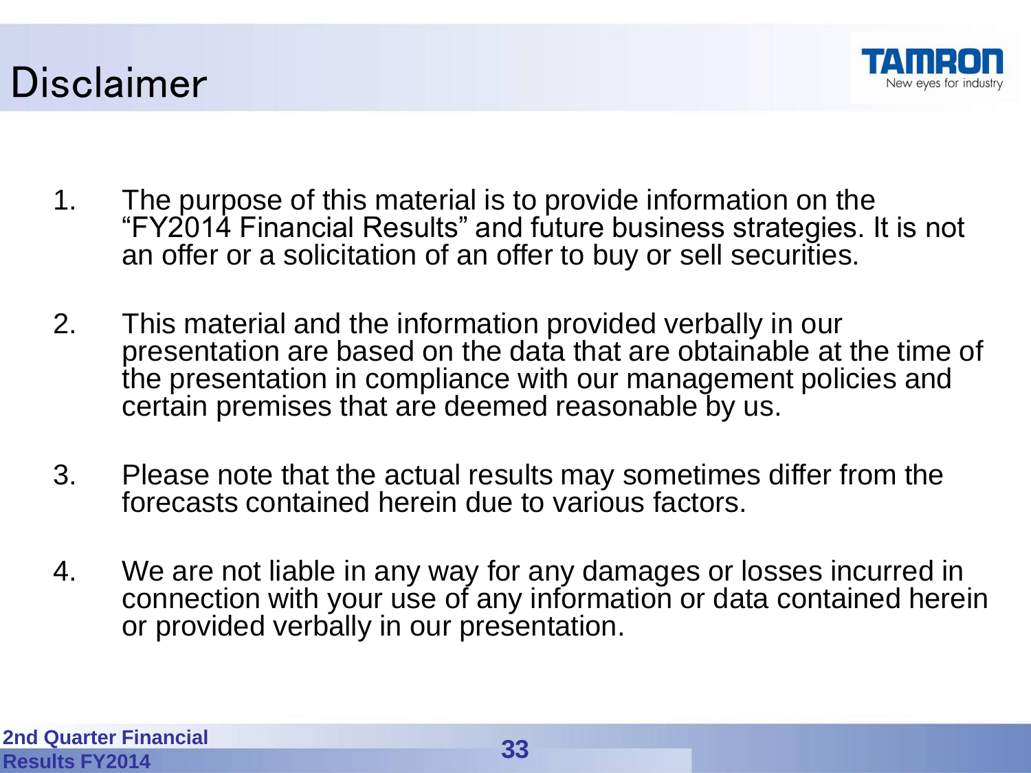# Disclaimer

1. The purpose of this material is to provide information on the "FY2014 Financial Results" and future business strategies. It is not an offer or a solicitation of an offer to buy or sell securities.

2. This material and the information provided verbally in our presentation are based on the data that are obtainable at the time of the presentation in compliance with our management policies and certain premises that are deemed reasonable by us.

3. Please note that the actual results may sometimes differ from the forecasts contained herein due to various factors.

4. We are not liable in any way for any damages or losses incurred in connection with your use of any information or data contained herein or provided verbally in our presentation.